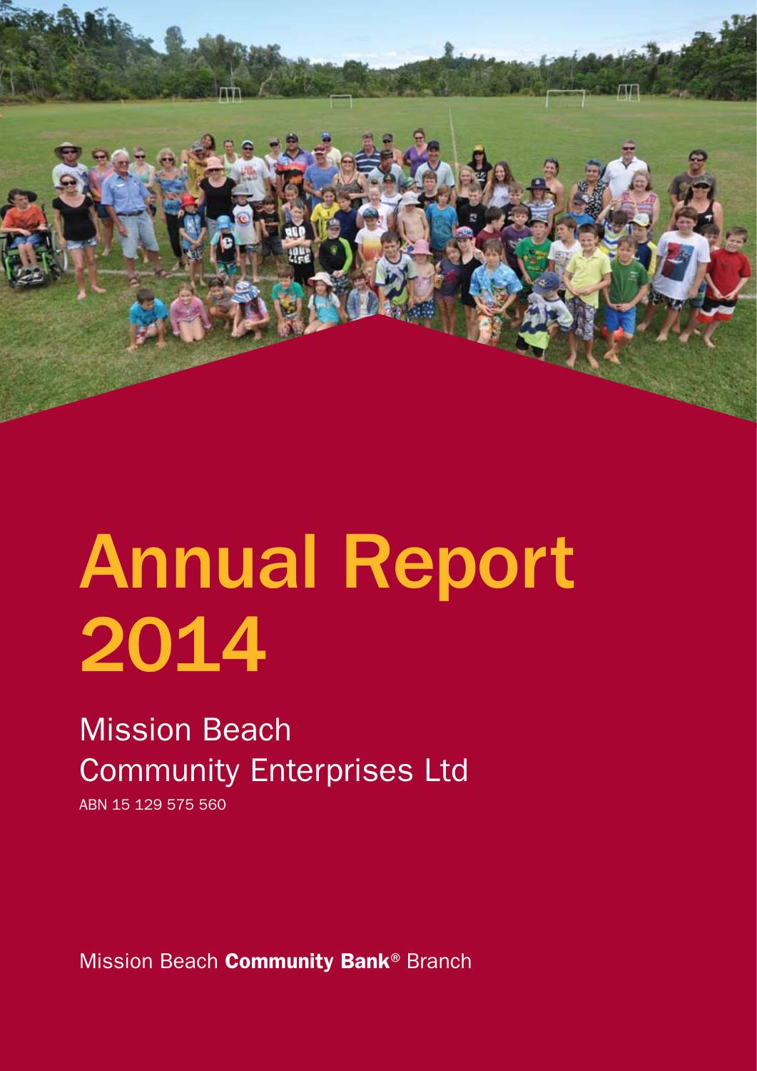# Annual Report 2014

## Mission Beach Community Enterprises Ltd

ABN 15 129 575 560

Mission Beach **Community Bank**® Branch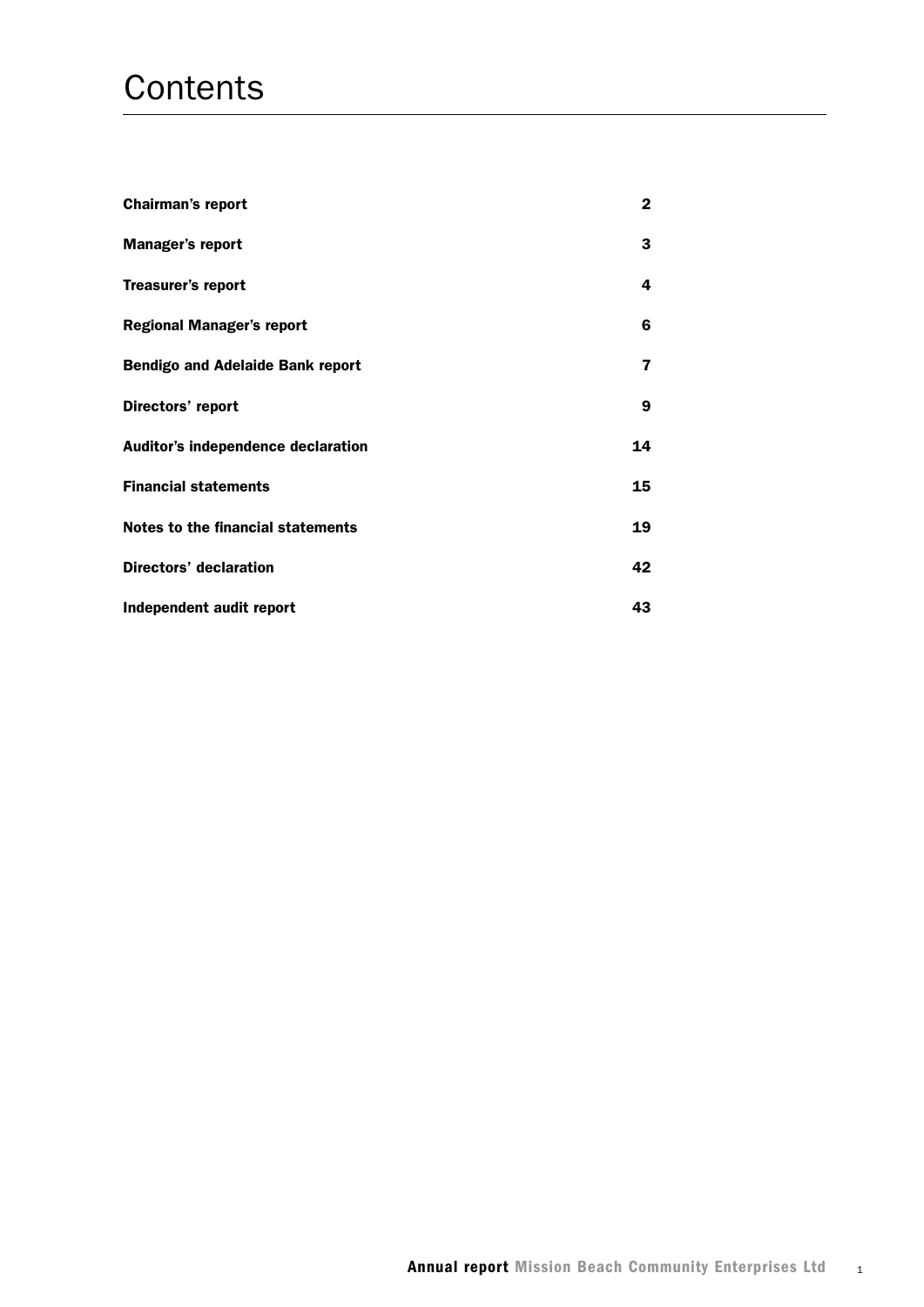# Contents

| | |
|---|---|
| **Chairman's report** | **2** |
| **Manager's report** | **3** |
| **Treasurer's report** | **4** |
| **Regional Manager's report** | **6** |
| **Bendigo and Adelaide Bank report** | **7** |
| **Directors' report** | **9** |
| **Auditor's independence declaration** | **14** |
| **Financial statements** | **15** |
| **Notes to the financial statements** | **19** |
| **Directors' declaration** | **42** |
| **Independent audit report** | **43** |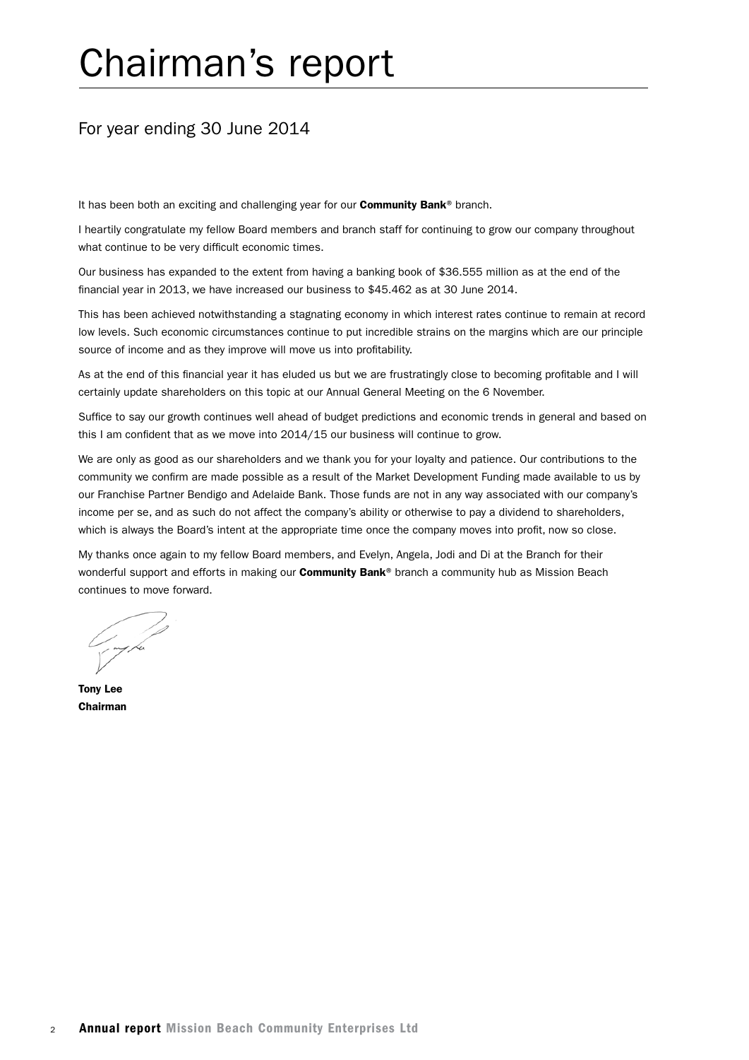# Chairman's report

## For year ending 30 June 2014

It has been both an exciting and challenging year for our **Community Bank**® branch.

I heartily congratulate my fellow Board members and branch staff for continuing to grow our company throughout what continue to be very difficult economic times.

Our business has expanded to the extent from having a banking book of $36.555 million as at the end of the financial year in 2013, we have increased our business to $45.462 as at 30 June 2014.

This has been achieved notwithstanding a stagnating economy in which interest rates continue to remain at record low levels. Such economic circumstances continue to put incredible strains on the margins which are our principle source of income and as they improve will move us into profitability.

As at the end of this financial year it has eluded us but we are frustratingly close to becoming profitable and I will certainly update shareholders on this topic at our Annual General Meeting on the 6 November.

Suffice to say our growth continues well ahead of budget predictions and economic trends in general and based on this I am confident that as we move into 2014/15 our business will continue to grow.

We are only as good as our shareholders and we thank you for your loyalty and patience. Our contributions to the community we confirm are made possible as a result of the Market Development Funding made available to us by our Franchise Partner Bendigo and Adelaide Bank. Those funds are not in any way associated with our company's income per se, and as such do not affect the company's ability or otherwise to pay a dividend to shareholders, which is always the Board's intent at the appropriate time once the company moves into profit, now so close.

My thanks once again to my fellow Board members, and Evelyn, Angela, Jodi and Di at the Branch for their wonderful support and efforts in making our **Community Bank**® branch a community hub as Mission Beach continues to move forward.

**Tony Lee**
**Chairman**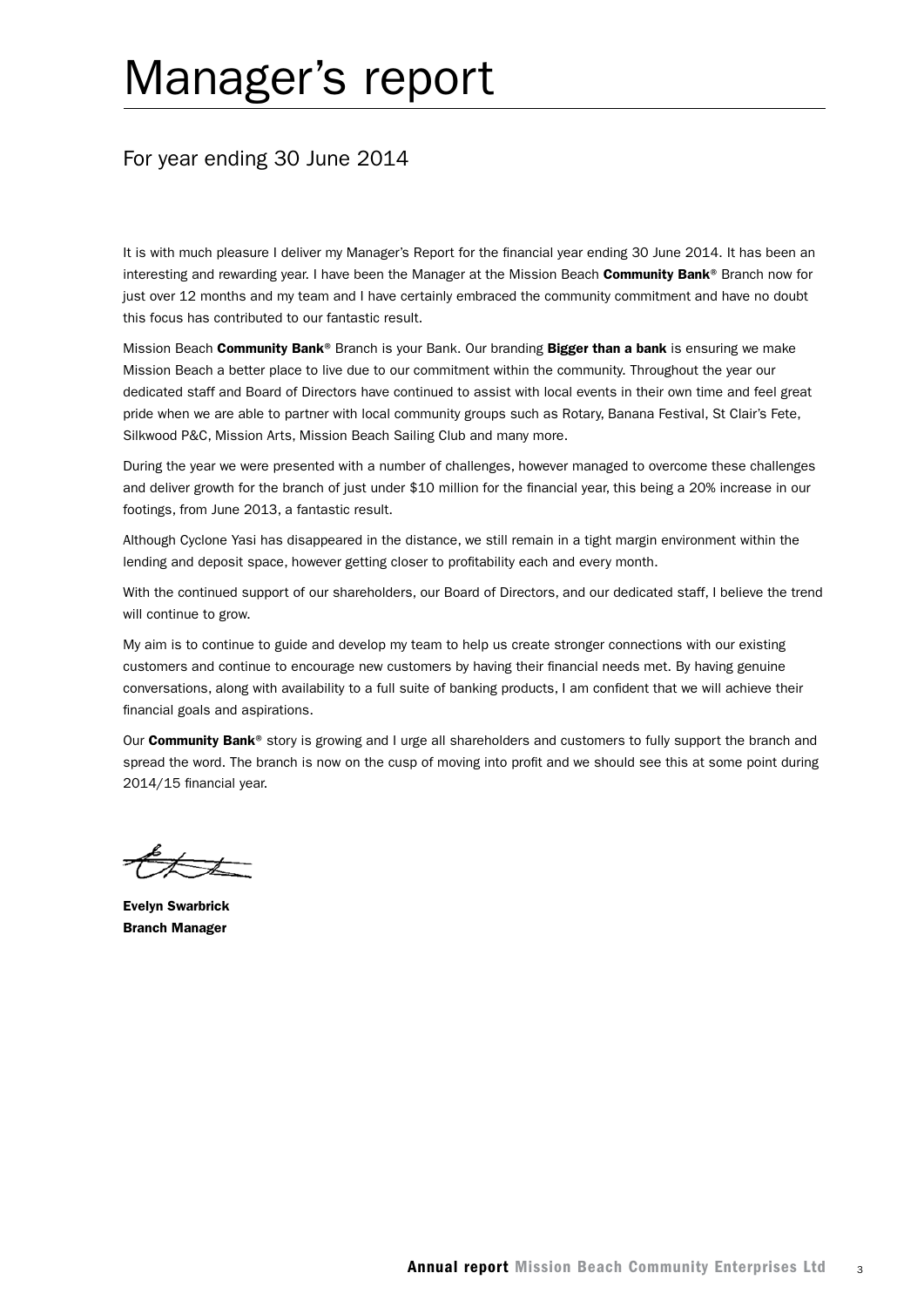# Manager's report

## For year ending 30 June 2014

It is with much pleasure I deliver my Manager's Report for the financial year ending 30 June 2014. It has been an interesting and rewarding year. I have been the Manager at the Mission Beach **Community Bank**® Branch now for just over 12 months and my team and I have certainly embraced the community commitment and have no doubt this focus has contributed to our fantastic result.

Mission Beach **Community Bank**® Branch is your Bank. Our branding **Bigger than a bank** is ensuring we make Mission Beach a better place to live due to our commitment within the community. Throughout the year our dedicated staff and Board of Directors have continued to assist with local events in their own time and feel great pride when we are able to partner with local community groups such as Rotary, Banana Festival, St Clair's Fete, Silkwood P&C, Mission Arts, Mission Beach Sailing Club and many more.

During the year we were presented with a number of challenges, however managed to overcome these challenges and deliver growth for the branch of just under $10 million for the financial year, this being a 20% increase in our footings, from June 2013, a fantastic result.

Although Cyclone Yasi has disappeared in the distance, we still remain in a tight margin environment within the lending and deposit space, however getting closer to profitability each and every month.

With the continued support of our shareholders, our Board of Directors, and our dedicated staff, I believe the trend will continue to grow.

My aim is to continue to guide and develop my team to help us create stronger connections with our existing customers and continue to encourage new customers by having their financial needs met. By having genuine conversations, along with availability to a full suite of banking products, I am confident that we will achieve their financial goals and aspirations.

Our **Community Bank**® story is growing and I urge all shareholders and customers to fully support the branch and spread the word. The branch is now on the cusp of moving into profit and we should see this at some point during 2014/15 financial year.

**Evelyn Swarbrick**
**Branch Manager**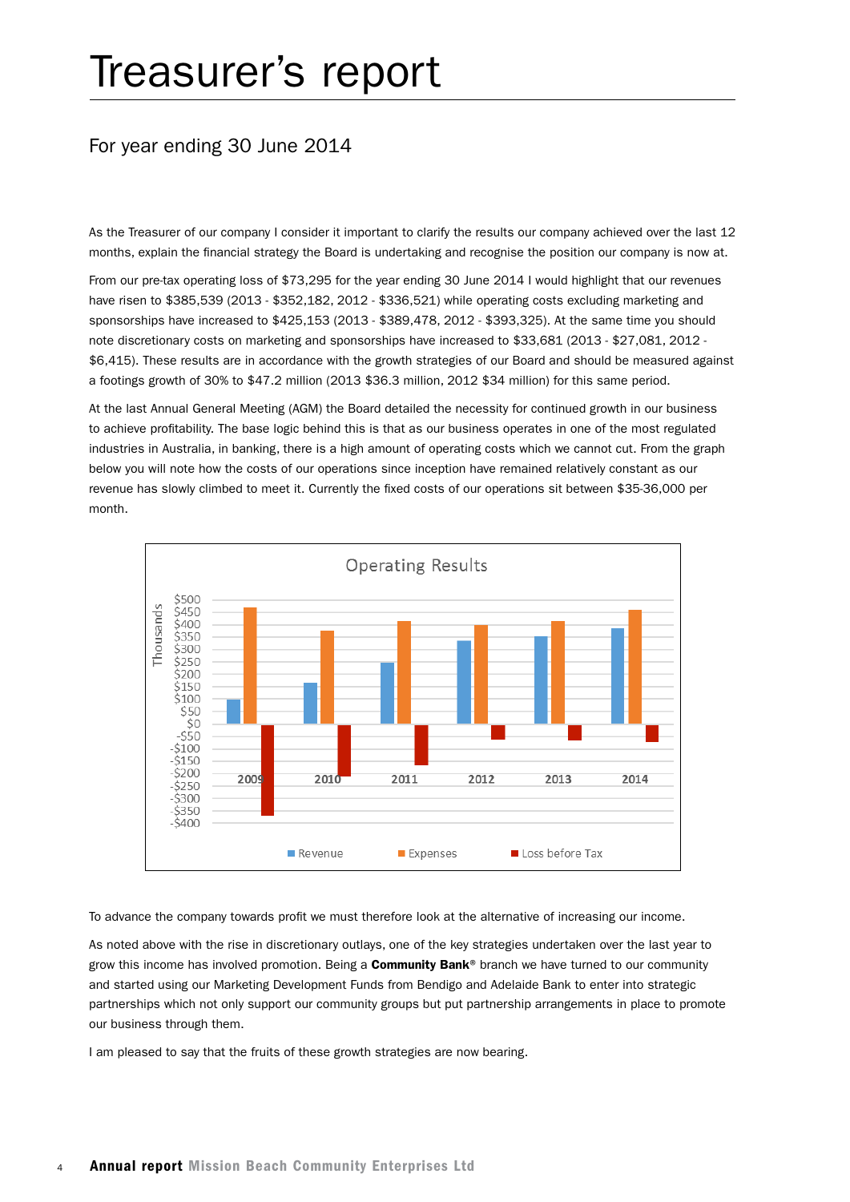# Treasurer's report

## For year ending 30 June 2014

As the Treasurer of our company I consider it important to clarify the results our company achieved over the last 12 months, explain the financial strategy the Board is undertaking and recognise the position our company is now at.

From our pre-tax operating loss of $73,295 for the year ending 30 June 2014 I would highlight that our revenues have risen to $385,539 (2013 - $352,182, 2012 - $336,521) while operating costs excluding marketing and sponsorships have increased to $425,153 (2013 - $389,478, 2012 - $393,325). At the same time you should note discretionary costs on marketing and sponsorships have increased to $33,681 (2013 - $27,081, 2012 - $6,415). These results are in accordance with the growth strategies of our Board and should be measured against a footings growth of 30% to $47.2 million (2013 $36.3 million, 2012 $34 million) for this same period.

At the last Annual General Meeting (AGM) the Board detailed the necessity for continued growth in our business to achieve profitability. The base logic behind this is that as our business operates in one of the most regulated industries in Australia, in banking, there is a high amount of operating costs which we cannot cut. From the graph below you will note how the costs of our operations since inception have remained relatively constant as our revenue has slowly climbed to meet it. Currently the fixed costs of our operations sit between $35-36,000 per month.

To advance the company towards profit we must therefore look at the alternative of increasing our income.

As noted above with the rise in discretionary outlays, one of the key strategies undertaken over the last year to grow this income has involved promotion. Being a **Community Bank**® branch we have turned to our community and started using our Marketing Development Funds from Bendigo and Adelaide Bank to enter into strategic partnerships which not only support our community groups but put partnership arrangements in place to promote our business through them.

I am pleased to say that the fruits of these growth strategies are now bearing.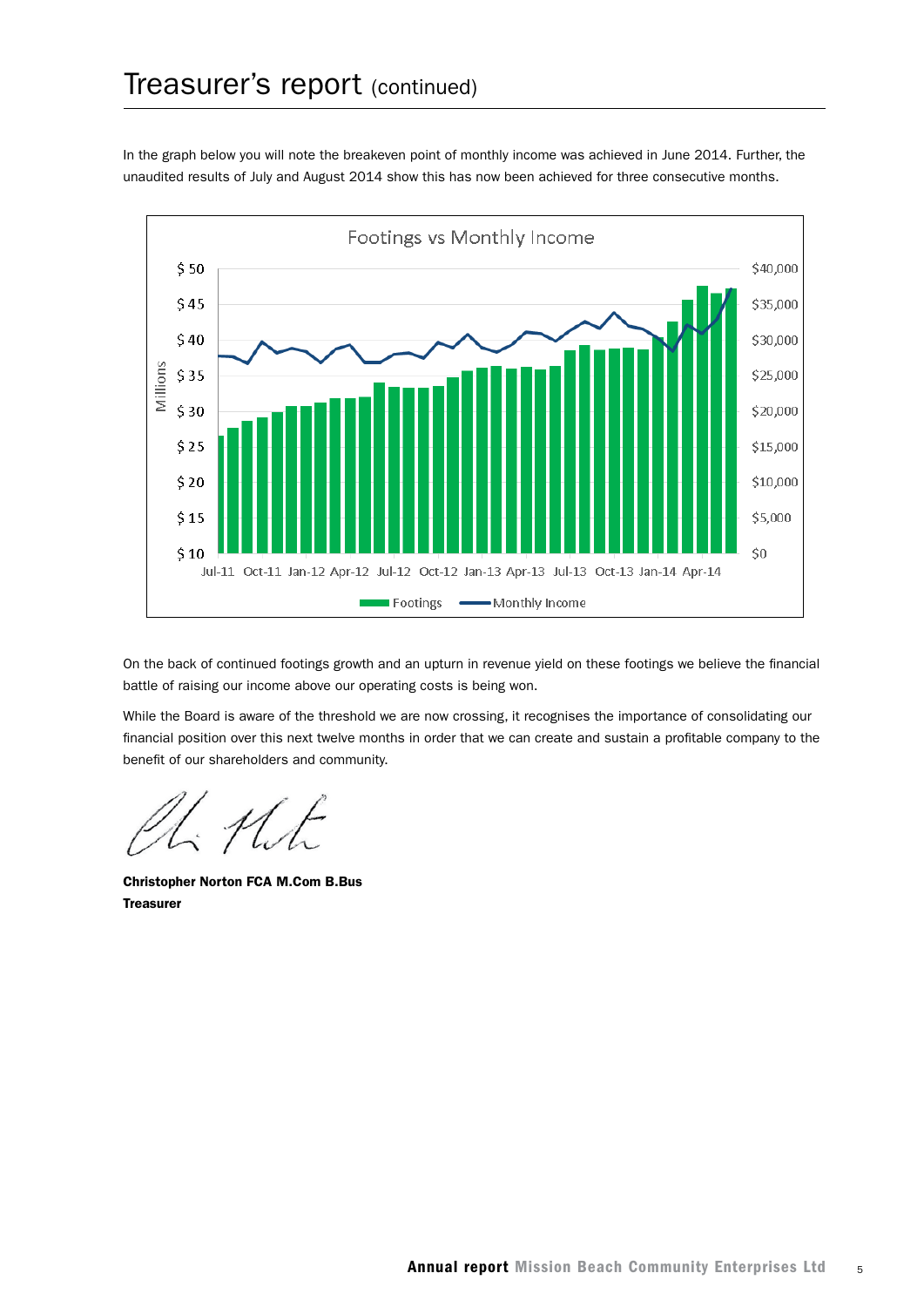# Treasurer's report (continued)

In the graph below you will note the breakeven point of monthly income was achieved in June 2014. Further, the unaudited results of July and August 2014 show this has now been achieved for three consecutive months.

On the back of continued footings growth and an upturn in revenue yield on these footings we believe the financial battle of raising our income above our operating costs is being won.

While the Board is aware of the threshold we are now crossing, it recognises the importance of consolidating our financial position over this next twelve months in order that we can create and sustain a profitable company to the benefit of our shareholders and community.

**Christopher Norton FCA M.Com B.Bus**
**Treasurer**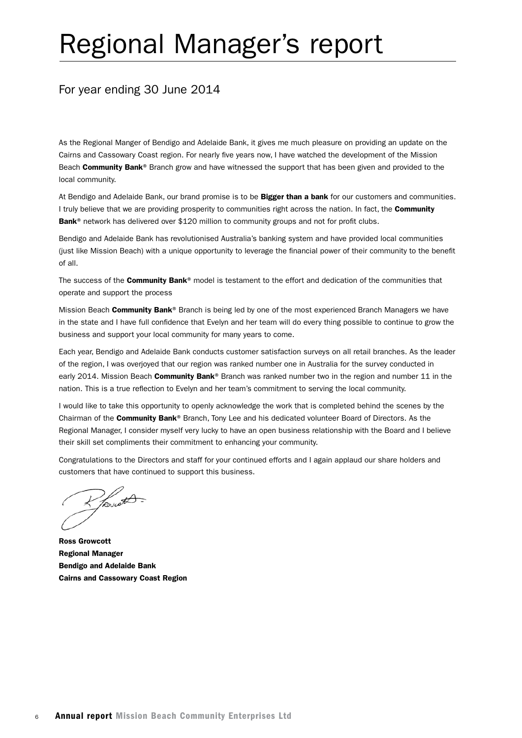# Regional Manager's report

## For year ending 30 June 2014

As the Regional Manger of Bendigo and Adelaide Bank, it gives me much pleasure on providing an update on the Cairns and Cassowary Coast region. For nearly five years now, I have watched the development of the Mission Beach **Community Bank**® Branch grow and have witnessed the support that has been given and provided to the local community.

At Bendigo and Adelaide Bank, our brand promise is to be **Bigger than a bank** for our customers and communities. I truly believe that we are providing prosperity to communities right across the nation. In fact, the **Community Bank**® network has delivered over $120 million to community groups and not for profit clubs.

Bendigo and Adelaide Bank has revolutionised Australia's banking system and have provided local communities (just like Mission Beach) with a unique opportunity to leverage the financial power of their community to the benefit of all.

The success of the **Community Bank**® model is testament to the effort and dedication of the communities that operate and support the process

Mission Beach **Community Bank**® Branch is being led by one of the most experienced Branch Managers we have in the state and I have full confidence that Evelyn and her team will do every thing possible to continue to grow the business and support your local community for many years to come.

Each year, Bendigo and Adelaide Bank conducts customer satisfaction surveys on all retail branches. As the leader of the region, I was overjoyed that our region was ranked number one in Australia for the survey conducted in early 2014. Mission Beach **Community Bank**® Branch was ranked number two in the region and number 11 in the nation. This is a true reflection to Evelyn and her team's commitment to serving the local community.

I would like to take this opportunity to openly acknowledge the work that is completed behind the scenes by the Chairman of the **Community Bank**® Branch, Tony Lee and his dedicated volunteer Board of Directors. As the Regional Manager, I consider myself very lucky to have an open business relationship with the Board and I believe their skill set compliments their commitment to enhancing your community.

Congratulations to the Directors and staff for your continued efforts and I again applaud our share holders and customers that have continued to support this business.

**Ross Growcott**
**Regional Manager**
**Bendigo and Adelaide Bank**
**Cairns and Cassowary Coast Region**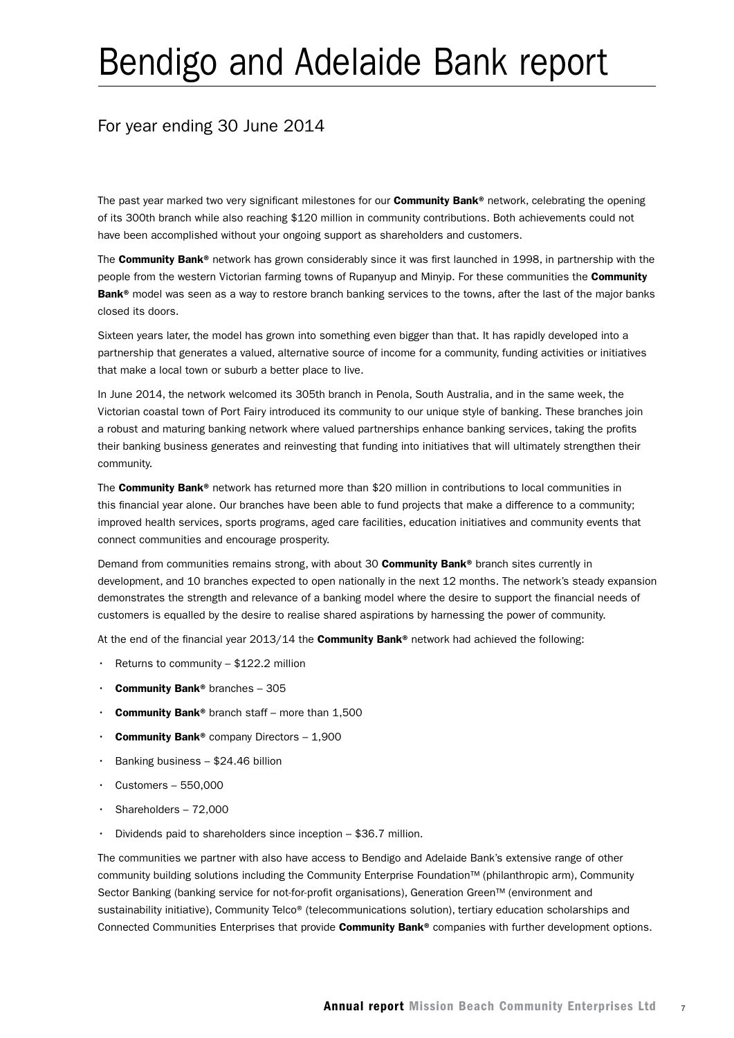# Bendigo and Adelaide Bank report

## For year ending 30 June 2014

The past year marked two very significant milestones for our **Community Bank®** network, celebrating the opening of its 300th branch while also reaching $120 million in community contributions. Both achievements could not have been accomplished without your ongoing support as shareholders and customers.

The **Community Bank®** network has grown considerably since it was first launched in 1998, in partnership with the people from the western Victorian farming towns of Rupanyup and Minyip. For these communities the **Community Bank®** model was seen as a way to restore branch banking services to the towns, after the last of the major banks closed its doors.

Sixteen years later, the model has grown into something even bigger than that. It has rapidly developed into a partnership that generates a valued, alternative source of income for a community, funding activities or initiatives that make a local town or suburb a better place to live.

In June 2014, the network welcomed its 305th branch in Penola, South Australia, and in the same week, the Victorian coastal town of Port Fairy introduced its community to our unique style of banking. These branches join a robust and maturing banking network where valued partnerships enhance banking services, taking the profits their banking business generates and reinvesting that funding into initiatives that will ultimately strengthen their community.

The **Community Bank®** network has returned more than $20 million in contributions to local communities in this financial year alone. Our branches have been able to fund projects that make a difference to a community; improved health services, sports programs, aged care facilities, education initiatives and community events that connect communities and encourage prosperity.

Demand from communities remains strong, with about 30 **Community Bank®** branch sites currently in development, and 10 branches expected to open nationally in the next 12 months. The network's steady expansion demonstrates the strength and relevance of a banking model where the desire to support the financial needs of customers is equalled by the desire to realise shared aspirations by harnessing the power of community.

At the end of the financial year 2013/14 the **Community Bank®** network had achieved the following:

- Returns to community – $122.2 million
- **Community Bank®** branches – 305
- **Community Bank®** branch staff – more than 1,500
- **Community Bank®** company Directors – 1,900
- Banking business – $24.46 billion
- Customers – 550,000
- Shareholders – 72,000
- Dividends paid to shareholders since inception – $36.7 million.

The communities we partner with also have access to Bendigo and Adelaide Bank's extensive range of other community building solutions including the Community Enterprise Foundation™ (philanthropic arm), Community Sector Banking (banking service for not-for-profit organisations), Generation Green™ (environment and sustainability initiative), Community Telco® (telecommunications solution), tertiary education scholarships and Connected Communities Enterprises that provide **Community Bank®** companies with further development options.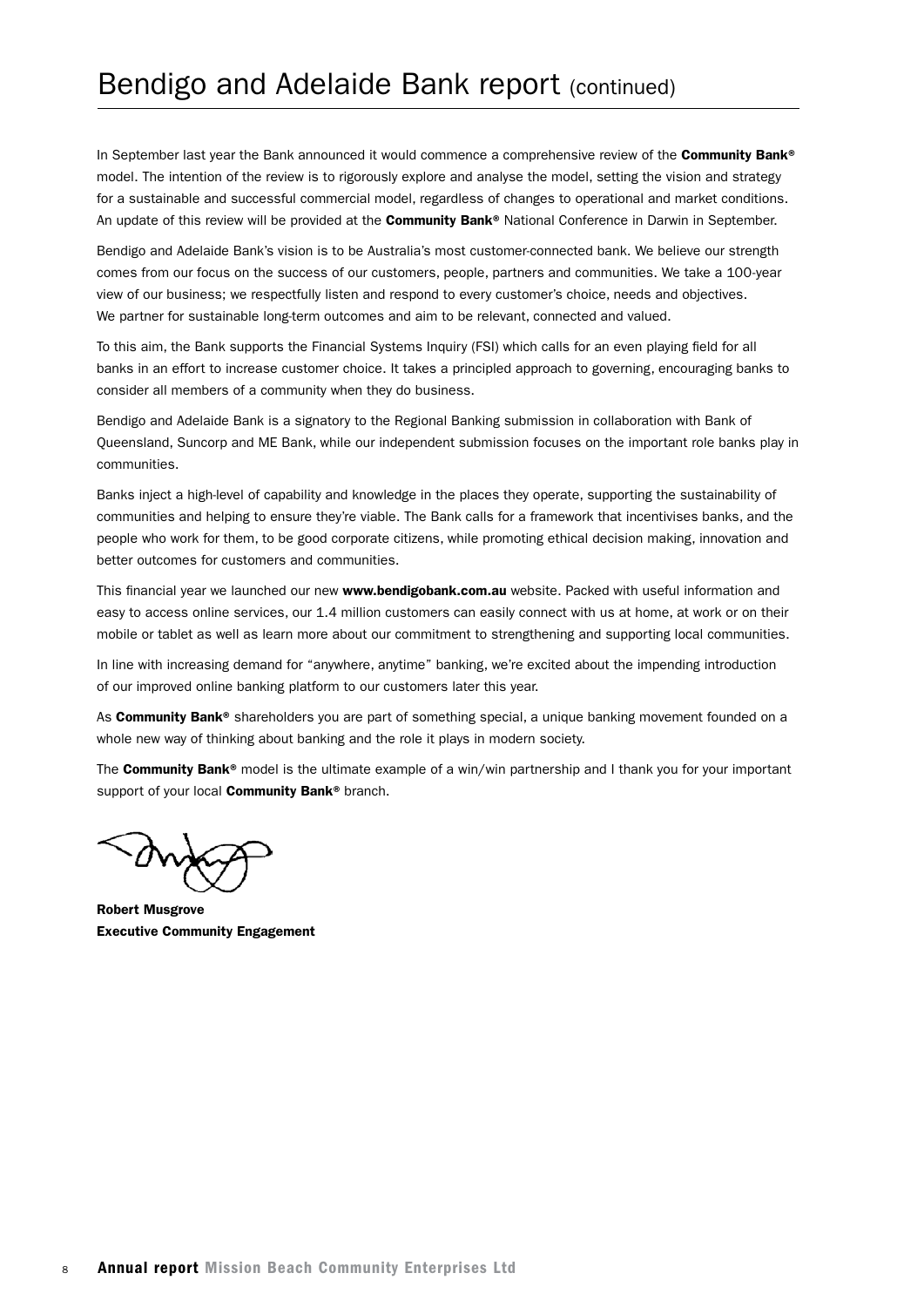# Bendigo and Adelaide Bank report (continued)

In September last year the Bank announced it would commence a comprehensive review of the **Community Bank®** model. The intention of the review is to rigorously explore and analyse the model, setting the vision and strategy for a sustainable and successful commercial model, regardless of changes to operational and market conditions. An update of this review will be provided at the **Community Bank®** National Conference in Darwin in September.

Bendigo and Adelaide Bank's vision is to be Australia's most customer-connected bank. We believe our strength comes from our focus on the success of our customers, people, partners and communities. We take a 100-year view of our business; we respectfully listen and respond to every customer's choice, needs and objectives. We partner for sustainable long-term outcomes and aim to be relevant, connected and valued.

To this aim, the Bank supports the Financial Systems Inquiry (FSI) which calls for an even playing field for all banks in an effort to increase customer choice. It takes a principled approach to governing, encouraging banks to consider all members of a community when they do business.

Bendigo and Adelaide Bank is a signatory to the Regional Banking submission in collaboration with Bank of Queensland, Suncorp and ME Bank, while our independent submission focuses on the important role banks play in communities.

Banks inject a high-level of capability and knowledge in the places they operate, supporting the sustainability of communities and helping to ensure they're viable. The Bank calls for a framework that incentivises banks, and the people who work for them, to be good corporate citizens, while promoting ethical decision making, innovation and better outcomes for customers and communities.

This financial year we launched our new **www.bendigobank.com.au** website. Packed with useful information and easy to access online services, our 1.4 million customers can easily connect with us at home, at work or on their mobile or tablet as well as learn more about our commitment to strengthening and supporting local communities.

In line with increasing demand for "anywhere, anytime" banking, we're excited about the impending introduction of our improved online banking platform to our customers later this year.

As **Community Bank®** shareholders you are part of something special, a unique banking movement founded on a whole new way of thinking about banking and the role it plays in modern society.

The **Community Bank®** model is the ultimate example of a win/win partnership and I thank you for your important support of your local **Community Bank®** branch.

**Robert Musgrove**
**Executive Community Engagement**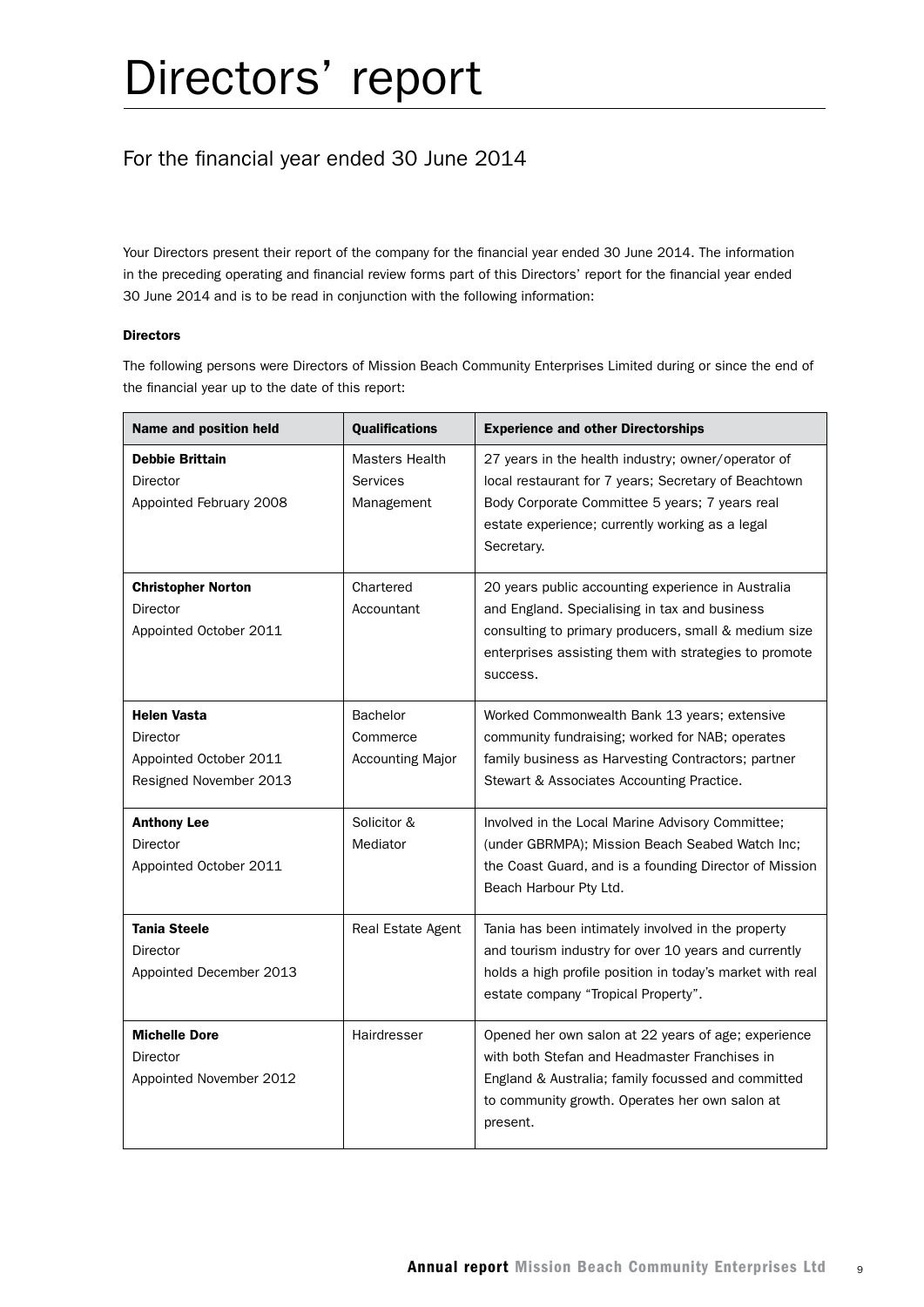# Directors' report

## For the financial year ended 30 June 2014

Your Directors present their report of the company for the financial year ended 30 June 2014. The information in the preceding operating and financial review forms part of this Directors' report for the financial year ended 30 June 2014 and is to be read in conjunction with the following information:

**Directors**

The following persons were Directors of Mission Beach Community Enterprises Limited during or since the end of the financial year up to the date of this report:

| Name and position held | Qualifications | Experience and other Directorships |
|---|---|---|
| **Debbie Brittain**<br>Director<br>Appointed February 2008 | Masters Health Services Management | 27 years in the health industry; owner/operator of local restaurant for 7 years; Secretary of Beachtown Body Corporate Committee 5 years; 7 years real estate experience; currently working as a legal Secretary. |
| **Christopher Norton**<br>Director<br>Appointed October 2011 | Chartered Accountant | 20 years public accounting experience in Australia and England. Specialising in tax and business consulting to primary producers, small & medium size enterprises assisting them with strategies to promote success. |
| **Helen Vasta**<br>Director<br>Appointed October 2011<br>Resigned November 2013 | Bachelor Commerce Accounting Major | Worked Commonwealth Bank 13 years; extensive community fundraising; worked for NAB; operates family business as Harvesting Contractors; partner Stewart & Associates Accounting Practice. |
| **Anthony Lee**<br>Director<br>Appointed October 2011 | Solicitor & Mediator | Involved in the Local Marine Advisory Committee; (under GBRMPA); Mission Beach Seabed Watch Inc; the Coast Guard, and is a founding Director of Mission Beach Harbour Pty Ltd. |
| **Tania Steele**<br>Director<br>Appointed December 2013 | Real Estate Agent | Tania has been intimately involved in the property and tourism industry for over 10 years and currently holds a high profile position in today's market with real estate company "Tropical Property". |
| **Michelle Dore**<br>Director<br>Appointed November 2012 | Hairdresser | Opened her own salon at 22 years of age; experience with both Stefan and Headmaster Franchises in England & Australia; family focussed and committed to community growth. Operates her own salon at present. |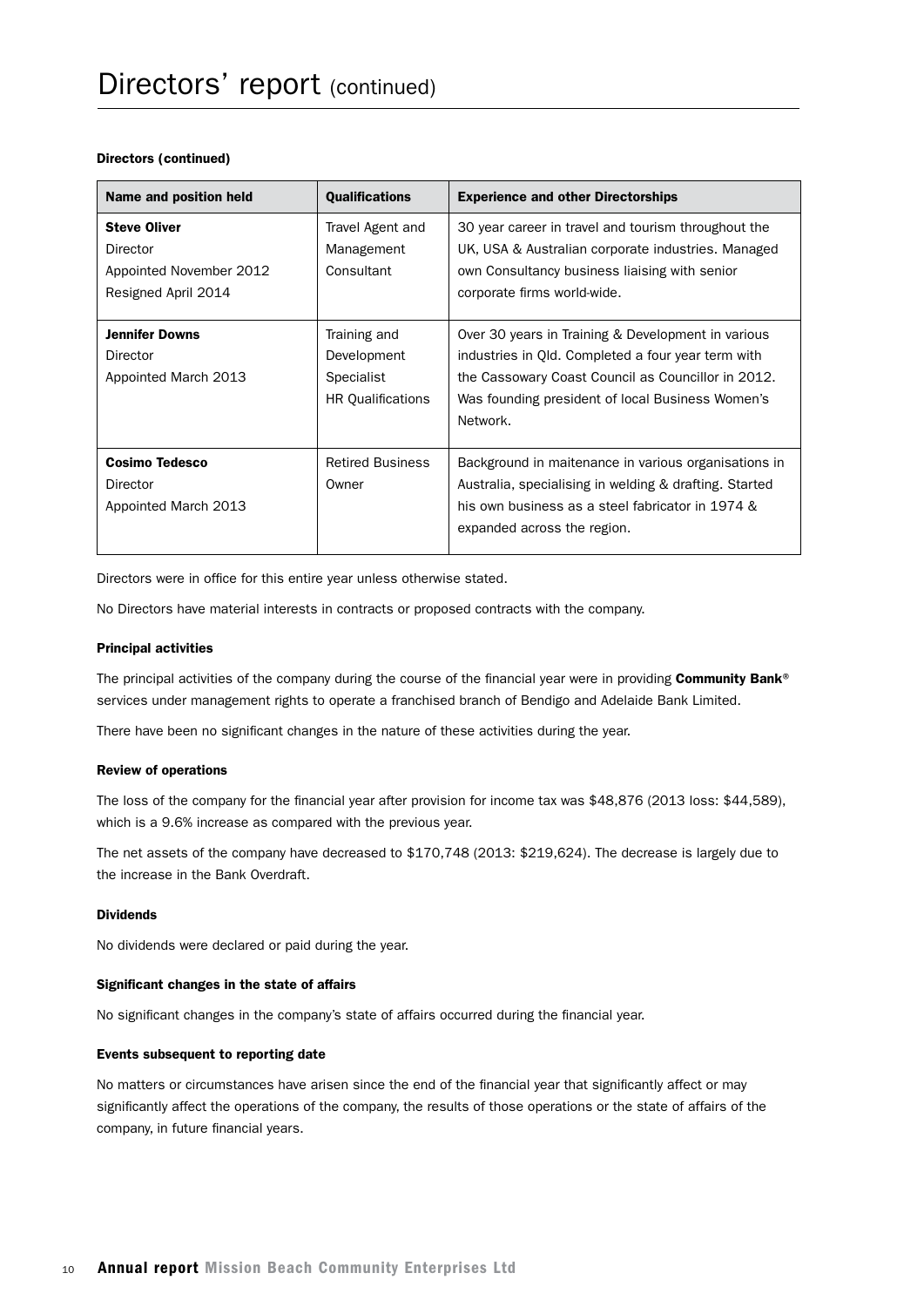# Directors' report (continued)

**Directors (continued)**

| Name and position held | Qualifications | Experience and other Directorships |
|---|---|---|
| **Steve Oliver**<br>Director<br>Appointed November 2012<br>Resigned April 2014 | Travel Agent and Management Consultant | 30 year career in travel and tourism throughout the UK, USA & Australian corporate industries. Managed own Consultancy business liaising with senior corporate firms world-wide. |
| **Jennifer Downs**<br>Director<br>Appointed March 2013 | Training and Development Specialist HR Qualifications | Over 30 years in Training & Development in various industries in Qld. Completed a four year term with the Cassowary Coast Council as Councillor in 2012. Was founding president of local Business Women's Network. |
| **Cosimo Tedesco**<br>Director<br>Appointed March 2013 | Retired Business Owner | Background in maitenance in various organisations in Australia, specialising in welding & drafting. Started his own business as a steel fabricator in 1974 & expanded across the region. |

Directors were in office for this entire year unless otherwise stated.

No Directors have material interests in contracts or proposed contracts with the company.

### Principal activities

The principal activities of the company during the course of the financial year were in providing **Community Bank**® services under management rights to operate a franchised branch of Bendigo and Adelaide Bank Limited.

There have been no significant changes in the nature of these activities during the year.

### Review of operations

The loss of the company for the financial year after provision for income tax was $48,876 (2013 loss: $44,589), which is a 9.6% increase as compared with the previous year.

The net assets of the company have decreased to $170,748 (2013: $219,624). The decrease is largely due to the increase in the Bank Overdraft.

### Dividends

No dividends were declared or paid during the year.

### Significant changes in the state of affairs

No significant changes in the company's state of affairs occurred during the financial year.

### Events subsequent to reporting date

No matters or circumstances have arisen since the end of the financial year that significantly affect or may significantly affect the operations of the company, the results of those operations or the state of affairs of the company, in future financial years.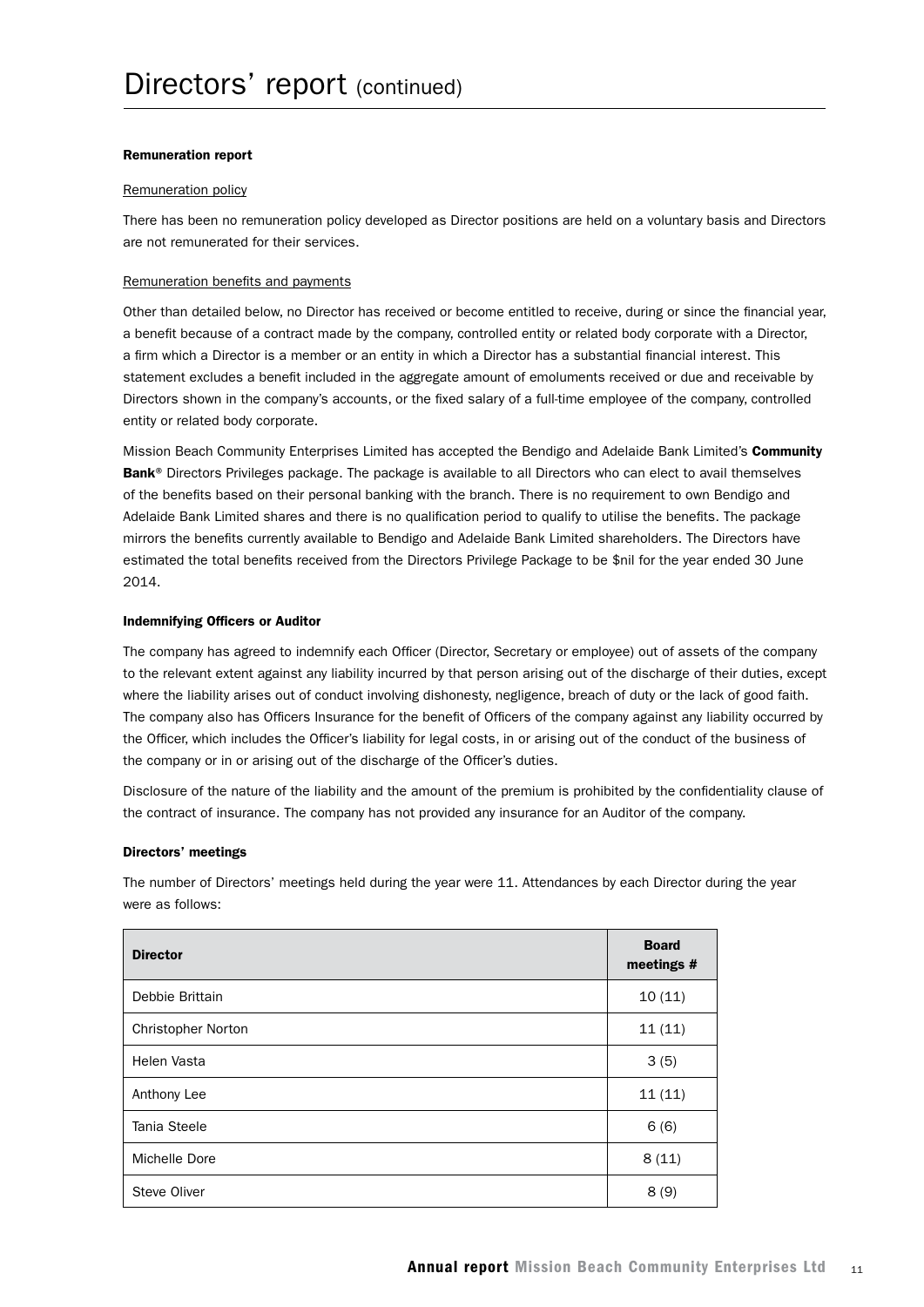# Directors' report (continued)

**Remuneration report**

Remuneration policy

There has been no remuneration policy developed as Director positions are held on a voluntary basis and Directors are not remunerated for their services.

Remuneration benefits and payments

Other than detailed below, no Director has received or become entitled to receive, during or since the financial year, a benefit because of a contract made by the company, controlled entity or related body corporate with a Director, a firm which a Director is a member or an entity in which a Director has a substantial financial interest. This statement excludes a benefit included in the aggregate amount of emoluments received or due and receivable by Directors shown in the company's accounts, or the fixed salary of a full-time employee of the company, controlled entity or related body corporate.

Mission Beach Community Enterprises Limited has accepted the Bendigo and Adelaide Bank Limited's **Community Bank®** Directors Privileges package. The package is available to all Directors who can elect to avail themselves of the benefits based on their personal banking with the branch. There is no requirement to own Bendigo and Adelaide Bank Limited shares and there is no qualification period to qualify to utilise the benefits. The package mirrors the benefits currently available to Bendigo and Adelaide Bank Limited shareholders. The Directors have estimated the total benefits received from the Directors Privilege Package to be $nil for the year ended 30 June 2014.

**Indemnifying Officers or Auditor**

The company has agreed to indemnify each Officer (Director, Secretary or employee) out of assets of the company to the relevant extent against any liability incurred by that person arising out of the discharge of their duties, except where the liability arises out of conduct involving dishonesty, negligence, breach of duty or the lack of good faith. The company also has Officers Insurance for the benefit of Officers of the company against any liability occurred by the Officer, which includes the Officer's liability for legal costs, in or arising out of the conduct of the business of the company or in or arising out of the discharge of the Officer's duties.

Disclosure of the nature of the liability and the amount of the premium is prohibited by the confidentiality clause of the contract of insurance. The company has not provided any insurance for an Auditor of the company.

**Directors' meetings**

The number of Directors' meetings held during the year were 11. Attendances by each Director during the year were as follows:

| Director | Board meetings # |
|---|---|
| Debbie Brittain | 10 (11) |
| Christopher Norton | 11 (11) |
| Helen Vasta | 3 (5) |
| Anthony Lee | 11 (11) |
| Tania Steele | 6 (6) |
| Michelle Dore | 8 (11) |
| Steve Oliver | 8 (9) |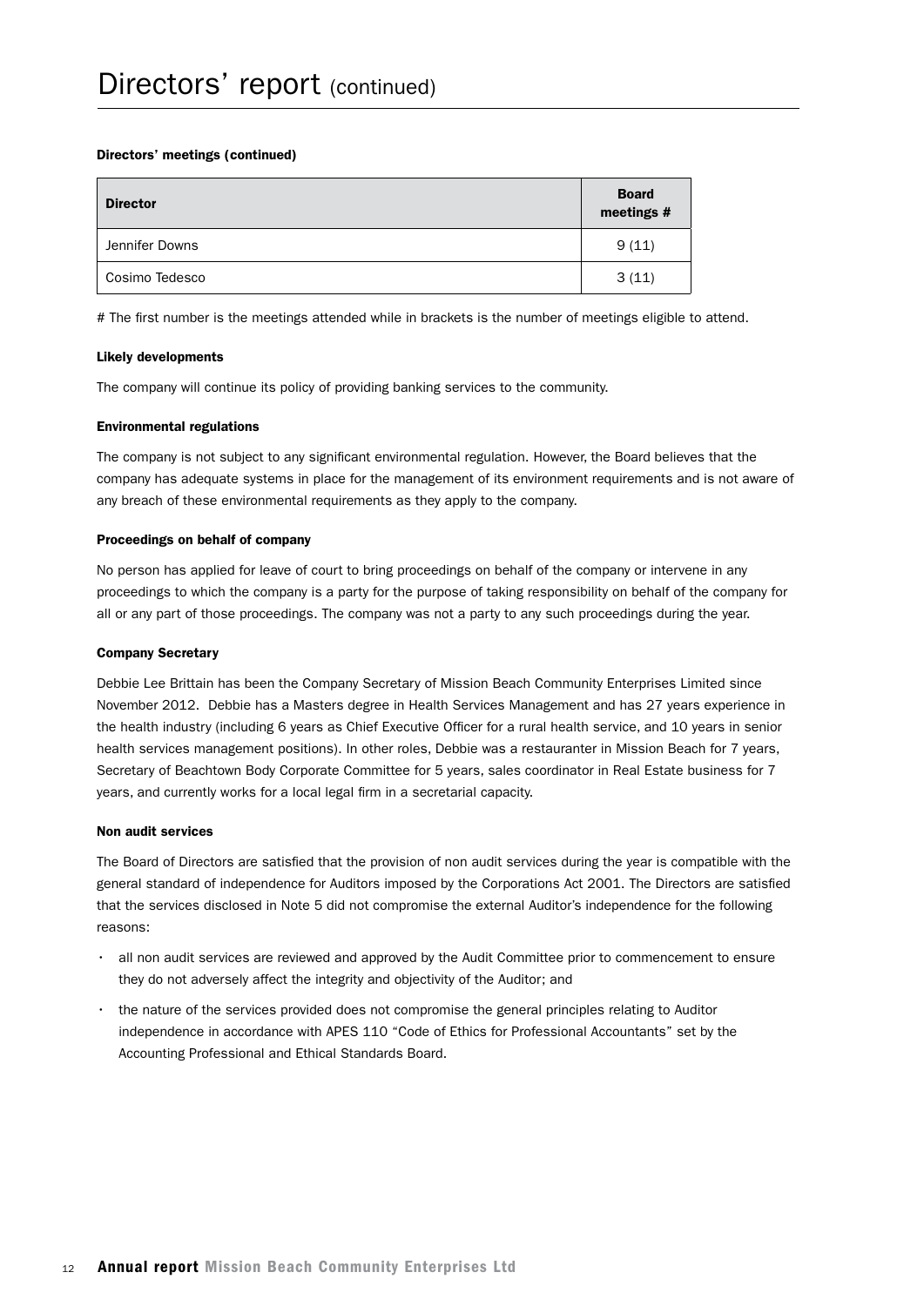# Directors' report (continued)

#### Directors' meetings (continued)

| Director | Board meetings # |
|---|---|
| Jennifer Downs | 9 (11) |
| Cosimo Tedesco | 3 (11) |

# The first number is the meetings attended while in brackets is the number of meetings eligible to attend.

#### Likely developments

The company will continue its policy of providing banking services to the community.

#### Environmental regulations

The company is not subject to any significant environmental regulation. However, the Board believes that the company has adequate systems in place for the management of its environment requirements and is not aware of any breach of these environmental requirements as they apply to the company.

#### Proceedings on behalf of company

No person has applied for leave of court to bring proceedings on behalf of the company or intervene in any proceedings to which the company is a party for the purpose of taking responsibility on behalf of the company for all or any part of those proceedings. The company was not a party to any such proceedings during the year.

#### Company Secretary

Debbie Lee Brittain has been the Company Secretary of Mission Beach Community Enterprises Limited since November 2012. Debbie has a Masters degree in Health Services Management and has 27 years experience in the health industry (including 6 years as Chief Executive Officer for a rural health service, and 10 years in senior health services management positions). In other roles, Debbie was a restauranter in Mission Beach for 7 years, Secretary of Beachtown Body Corporate Committee for 5 years, sales coordinator in Real Estate business for 7 years, and currently works for a local legal firm in a secretarial capacity.

#### Non audit services

The Board of Directors are satisfied that the provision of non audit services during the year is compatible with the general standard of independence for Auditors imposed by the Corporations Act 2001. The Directors are satisfied that the services disclosed in Note 5 did not compromise the external Auditor's independence for the following reasons:

- all non audit services are reviewed and approved by the Audit Committee prior to commencement to ensure they do not adversely affect the integrity and objectivity of the Auditor; and
- the nature of the services provided does not compromise the general principles relating to Auditor independence in accordance with APES 110 "Code of Ethics for Professional Accountants" set by the Accounting Professional and Ethical Standards Board.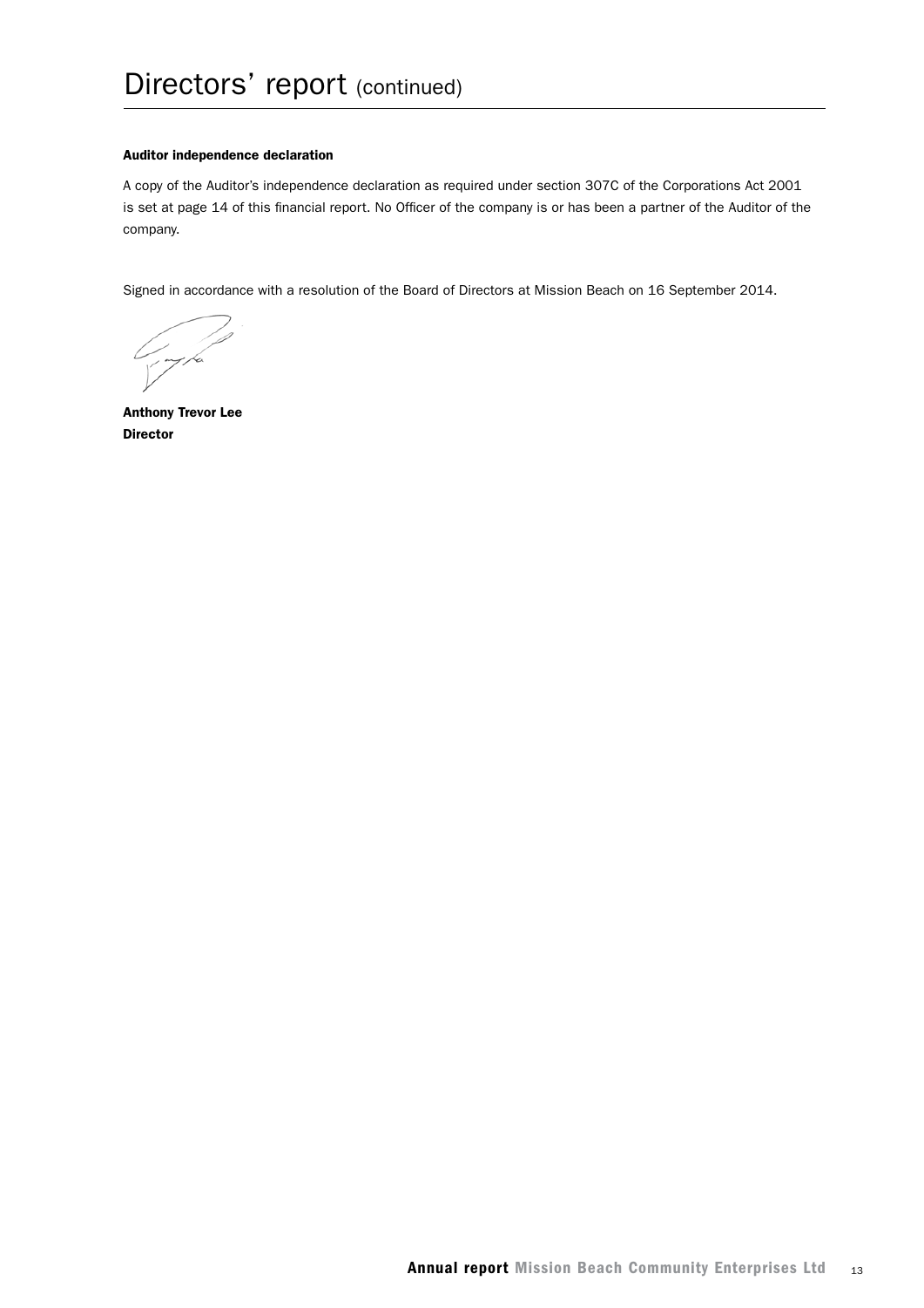# Directors' report (continued)

**Auditor independence declaration**

A copy of the Auditor's independence declaration as required under section 307C of the Corporations Act 2001 is set at page 14 of this financial report. No Officer of the company is or has been a partner of the Auditor of the company.

Signed in accordance with a resolution of the Board of Directors at Mission Beach on 16 September 2014.

**Anthony Trevor Lee**
**Director**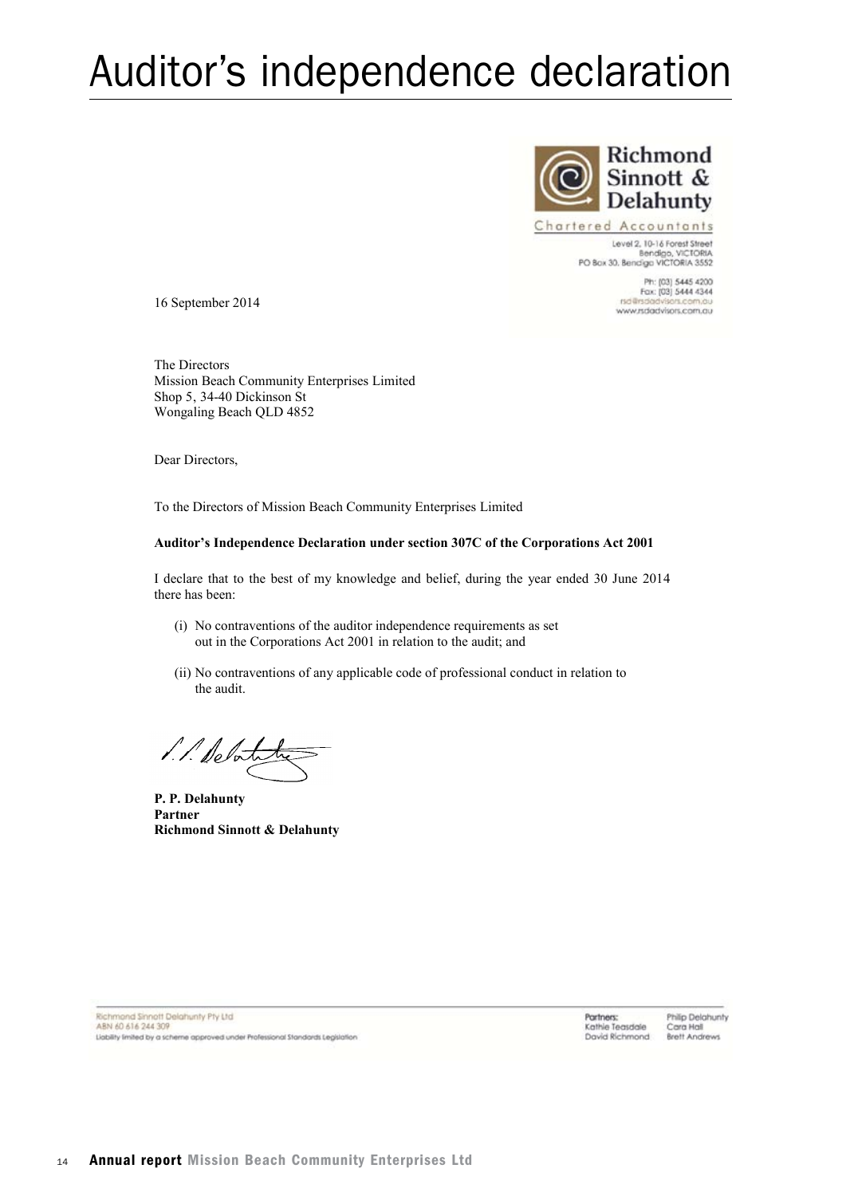# Auditor's independence declaration

**Richmond Sinnott & Delahunty**
Chartered Accountants

Level 2, 10-16 Forest Street
Bendigo, VICTORIA
PO Box 30, Bendigo VICTORIA 3552

Ph: (03) 5445 4200
Fax: (03) 5444 4344
rsd@rsdadvisors.com.au
www.rsdadvisors.com.au

16 September 2014

The Directors
Mission Beach Community Enterprises Limited
Shop 5, 34-40 Dickinson St
Wongaling Beach QLD 4852

Dear Directors,

To the Directors of Mission Beach Community Enterprises Limited

**Auditor's Independence Declaration under section 307C of the Corporations Act 2001**

I declare that to the best of my knowledge and belief, during the year ended 30 June 2014 there has been:

(i) No contraventions of the auditor independence requirements as set out in the Corporations Act 2001 in relation to the audit; and

(ii) No contraventions of any applicable code of professional conduct in relation to the audit.

**P. P. Delahunty**
**Partner**
**Richmond Sinnott & Delahunty**

Richmond Sinnott Delahunty Pty Ltd
ABN 60 616 244 309
Liability limited by a scheme approved under Professional Standards Legislation

Partners:
Kathie Teasdale
David Richmond
Philip Delahunty
Cara Hall
Brett Andrews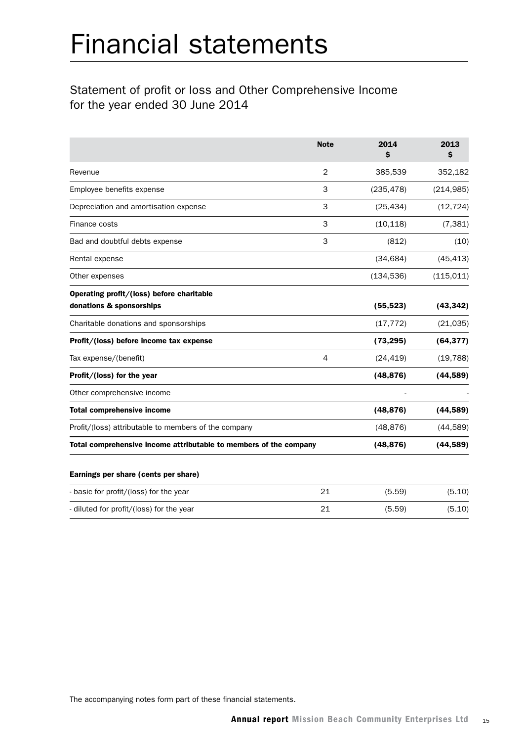# Financial statements

## Statement of profit or loss and Other Comprehensive Income for the year ended 30 June 2014

| | Note | 2014 $ | 2013 $ |
|---|---|---|---|
| Revenue | 2 | 385,539 | 352,182 |
| Employee benefits expense | 3 | (235,478) | (214,985) |
| Depreciation and amortisation expense | 3 | (25,434) | (12,724) |
| Finance costs | 3 | (10,118) | (7,381) |
| Bad and doubtful debts expense | 3 | (812) | (10) |
| Rental expense | | (34,684) | (45,413) |
| Other expenses | | (134,536) | (115,011) |
| **Operating profit/(loss) before charitable donations & sponsorships** | | **(55,523)** | **(43,342)** |
| Charitable donations and sponsorships | | (17,772) | (21,035) |
| **Profit/(loss) before income tax expense** | | **(73,295)** | **(64,377)** |
| Tax expense/(benefit) | 4 | (24,419) | (19,788) |
| **Profit/(loss) for the year** | | **(48,876)** | **(44,589)** |
| Other comprehensive income | | - | - |
| **Total comprehensive income** | | **(48,876)** | **(44,589)** |
| Profit/(loss) attributable to members of the company | | (48,876) | (44,589) |
| **Total comprehensive income attributable to members of the company** | | **(48,876)** | **(44,589)** |
| **Earnings per share (cents per share)** | | | |
| - basic for profit/(loss) for the year | 21 | (5.59) | (5.10) |
| - diluted for profit/(loss) for the year | 21 | (5.59) | (5.10) |

The accompanying notes form part of these financial statements.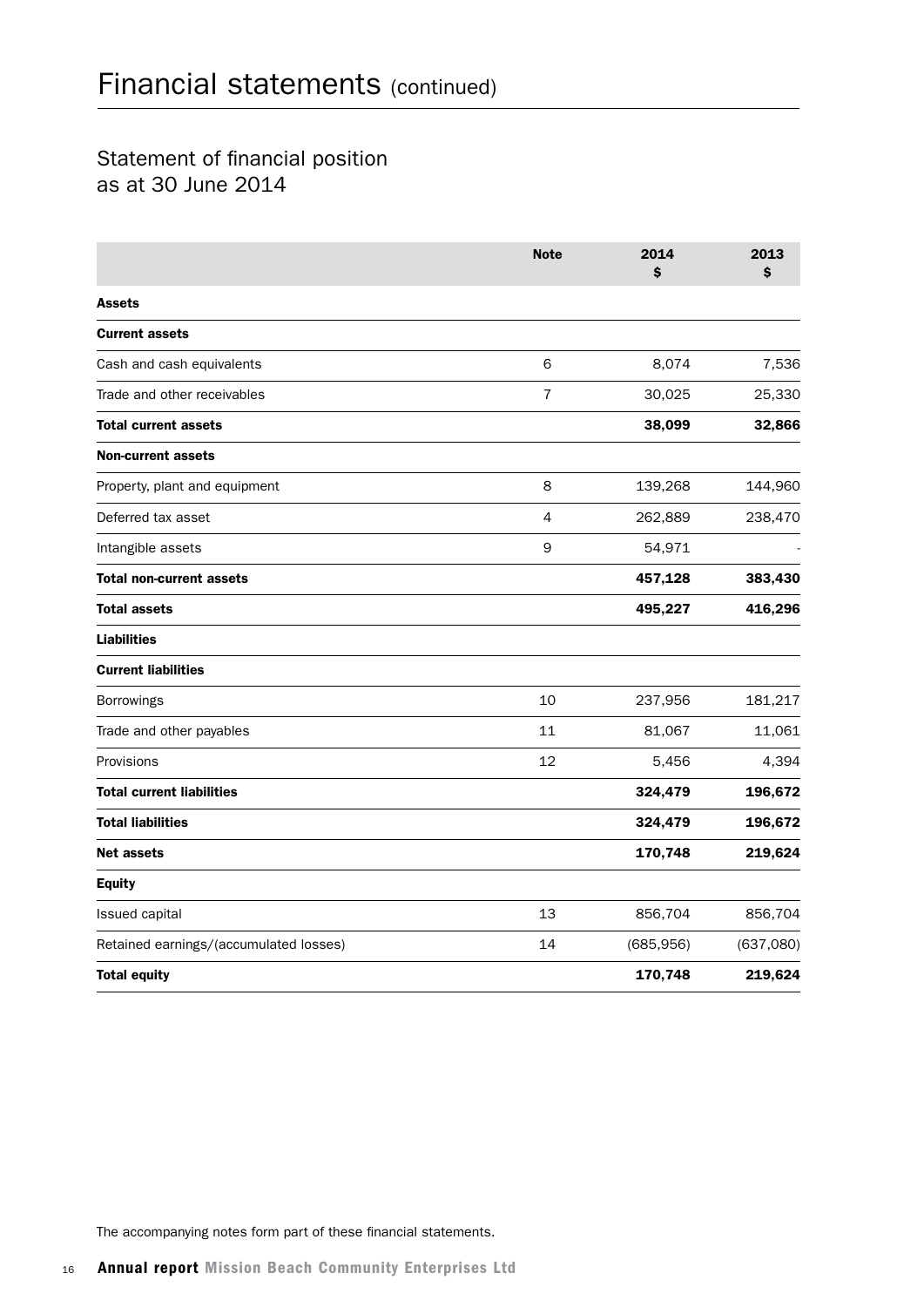# Financial statements (continued)

## Statement of financial position as at 30 June 2014

| | Note | 2014 $ | 2013 $ |
|---|---|---|---|
| **Assets** | | | |
| **Current assets** | | | |
| Cash and cash equivalents | 6 | 8,074 | 7,536 |
| Trade and other receivables | 7 | 30,025 | 25,330 |
| **Total current assets** | | **38,099** | **32,866** |
| **Non-current assets** | | | |
| Property, plant and equipment | 8 | 139,268 | 144,960 |
| Deferred tax asset | 4 | 262,889 | 238,470 |
| Intangible assets | 9 | 54,971 | - |
| **Total non-current assets** | | **457,128** | **383,430** |
| **Total assets** | | **495,227** | **416,296** |
| **Liabilities** | | | |
| **Current liabilities** | | | |
| Borrowings | 10 | 237,956 | 181,217 |
| Trade and other payables | 11 | 81,067 | 11,061 |
| Provisions | 12 | 5,456 | 4,394 |
| **Total current liabilities** | | **324,479** | **196,672** |
| **Total liabilities** | | **324,479** | **196,672** |
| **Net assets** | | **170,748** | **219,624** |
| **Equity** | | | |
| Issued capital | 13 | 856,704 | 856,704 |
| Retained earnings/(accumulated losses) | 14 | (685,956) | (637,080) |
| **Total equity** | | **170,748** | **219,624** |

The accompanying notes form part of these financial statements.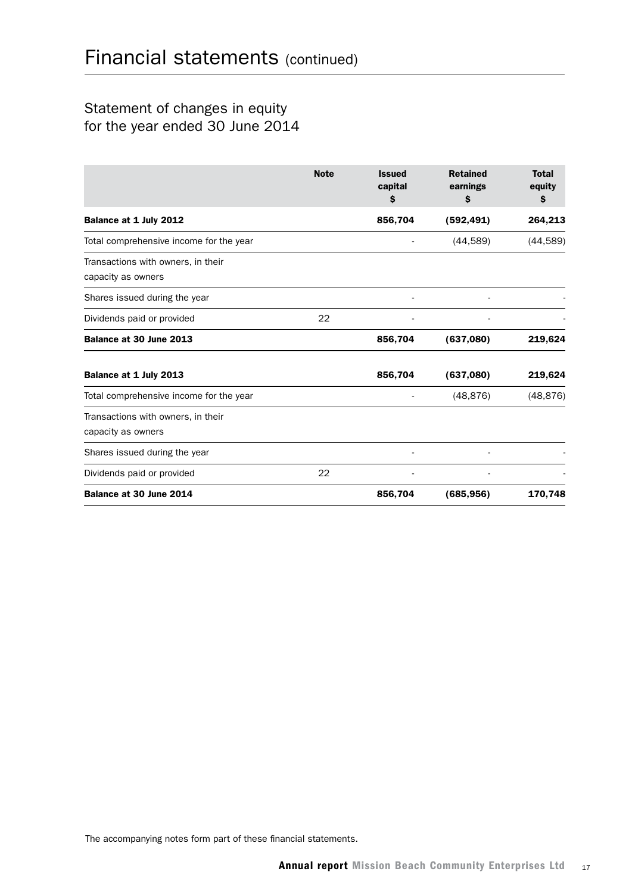# Financial statements (continued)

## Statement of changes in equity for the year ended 30 June 2014

| | Note | Issued capital $ | Retained earnings $ | Total equity $ |
|---|---|---|---|---|
| **Balance at 1 July 2012** | | **856,704** | **(592,491)** | **264,213** |
| Total comprehensive income for the year | | - | (44,589) | (44,589) |
| Transactions with owners, in their capacity as owners | | | | |
| Shares issued during the year | | - | - | - |
| Dividends paid or provided | 22 | - | - | - |
| **Balance at 30 June 2013** | | **856,704** | **(637,080)** | **219,624** |
| **Balance at 1 July 2013** | | **856,704** | **(637,080)** | **219,624** |
| Total comprehensive income for the year | | - | (48,876) | (48,876) |
| Transactions with owners, in their capacity as owners | | | | |
| Shares issued during the year | | - | - | - |
| Dividends paid or provided | 22 | - | - | - |
| **Balance at 30 June 2014** | | **856,704** | **(685,956)** | **170,748** |

The accompanying notes form part of these financial statements.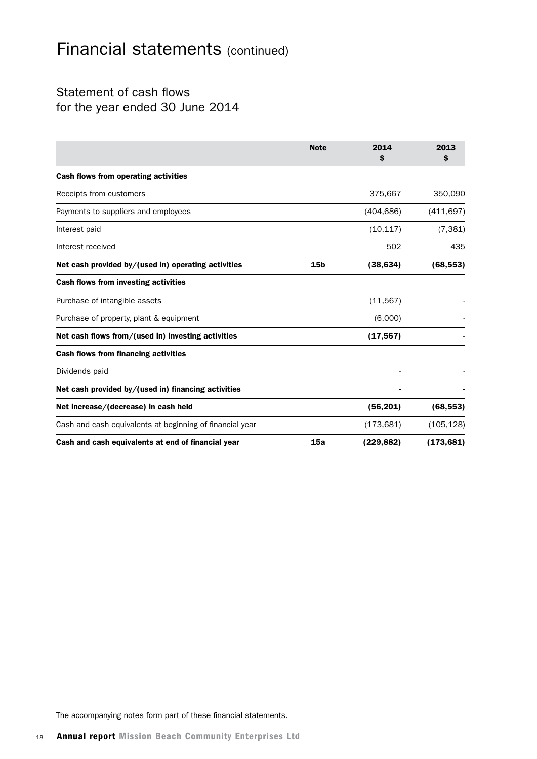# Financial statements (continued)

## Statement of cash flows for the year ended 30 June 2014

| | Note | 2014 $ | 2013 $ |
|---|---|---|---|
| **Cash flows from operating activities** | | | |
| Receipts from customers | | 375,667 | 350,090 |
| Payments to suppliers and employees | | (404,686) | (411,697) |
| Interest paid | | (10,117) | (7,381) |
| Interest received | | 502 | 435 |
| **Net cash provided by/(used in) operating activities** | **15b** | **(38,634)** | **(68,553)** |
| **Cash flows from investing activities** | | | |
| Purchase of intangible assets | | (11,567) | - |
| Purchase of property, plant & equipment | | (6,000) | - |
| **Net cash flows from/(used in) investing activities** | | **(17,567)** | **-** |
| **Cash flows from financing activities** | | | |
| Dividends paid | | - | - |
| **Net cash provided by/(used in) financing activities** | | **-** | **-** |
| **Net increase/(decrease) in cash held** | | **(56,201)** | **(68,553)** |
| Cash and cash equivalents at beginning of financial year | | (173,681) | (105,128) |
| **Cash and cash equivalents at end of financial year** | **15a** | **(229,882)** | **(173,681)** |

The accompanying notes form part of these financial statements.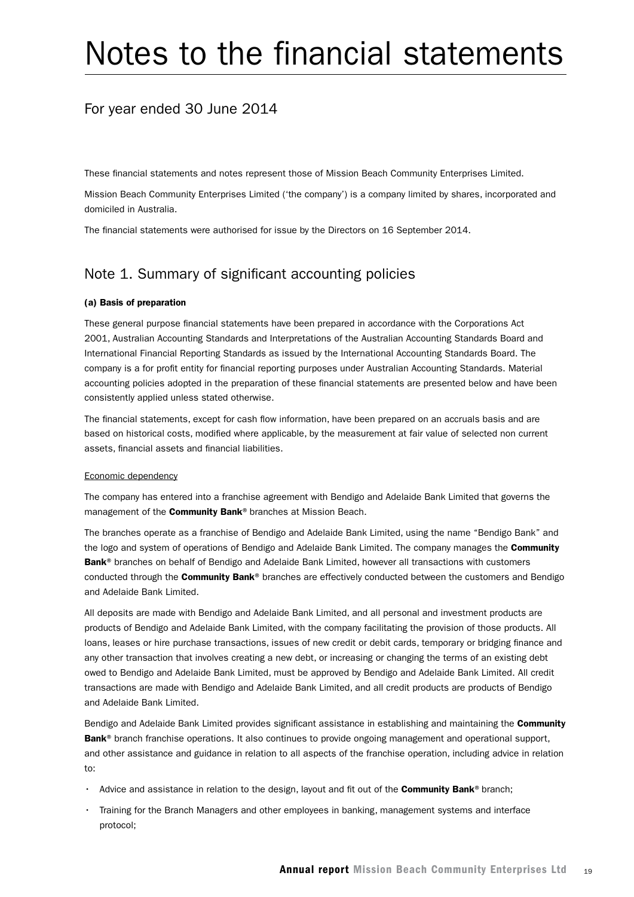# Notes to the financial statements

## For year ended 30 June 2014

These financial statements and notes represent those of Mission Beach Community Enterprises Limited.

Mission Beach Community Enterprises Limited ('the company') is a company limited by shares, incorporated and domiciled in Australia.

The financial statements were authorised for issue by the Directors on 16 September 2014.

## Note 1. Summary of significant accounting policies

**(a) Basis of preparation**

These general purpose financial statements have been prepared in accordance with the Corporations Act 2001, Australian Accounting Standards and Interpretations of the Australian Accounting Standards Board and International Financial Reporting Standards as issued by the International Accounting Standards Board. The company is a for profit entity for financial reporting purposes under Australian Accounting Standards. Material accounting policies adopted in the preparation of these financial statements are presented below and have been consistently applied unless stated otherwise.

The financial statements, except for cash flow information, have been prepared on an accruals basis and are based on historical costs, modified where applicable, by the measurement at fair value of selected non current assets, financial assets and financial liabilities.

Economic dependency

The company has entered into a franchise agreement with Bendigo and Adelaide Bank Limited that governs the management of the **Community Bank**® branches at Mission Beach.

The branches operate as a franchise of Bendigo and Adelaide Bank Limited, using the name "Bendigo Bank" and the logo and system of operations of Bendigo and Adelaide Bank Limited. The company manages the **Community Bank**® branches on behalf of Bendigo and Adelaide Bank Limited, however all transactions with customers conducted through the **Community Bank**® branches are effectively conducted between the customers and Bendigo and Adelaide Bank Limited.

All deposits are made with Bendigo and Adelaide Bank Limited, and all personal and investment products are products of Bendigo and Adelaide Bank Limited, with the company facilitating the provision of those products. All loans, leases or hire purchase transactions, issues of new credit or debit cards, temporary or bridging finance and any other transaction that involves creating a new debt, or increasing or changing the terms of an existing debt owed to Bendigo and Adelaide Bank Limited, must be approved by Bendigo and Adelaide Bank Limited. All credit transactions are made with Bendigo and Adelaide Bank Limited, and all credit products are products of Bendigo and Adelaide Bank Limited.

Bendigo and Adelaide Bank Limited provides significant assistance in establishing and maintaining the **Community Bank**® branch franchise operations. It also continues to provide ongoing management and operational support, and other assistance and guidance in relation to all aspects of the franchise operation, including advice in relation to:

- Advice and assistance in relation to the design, layout and fit out of the **Community Bank**® branch;
- Training for the Branch Managers and other employees in banking, management systems and interface protocol;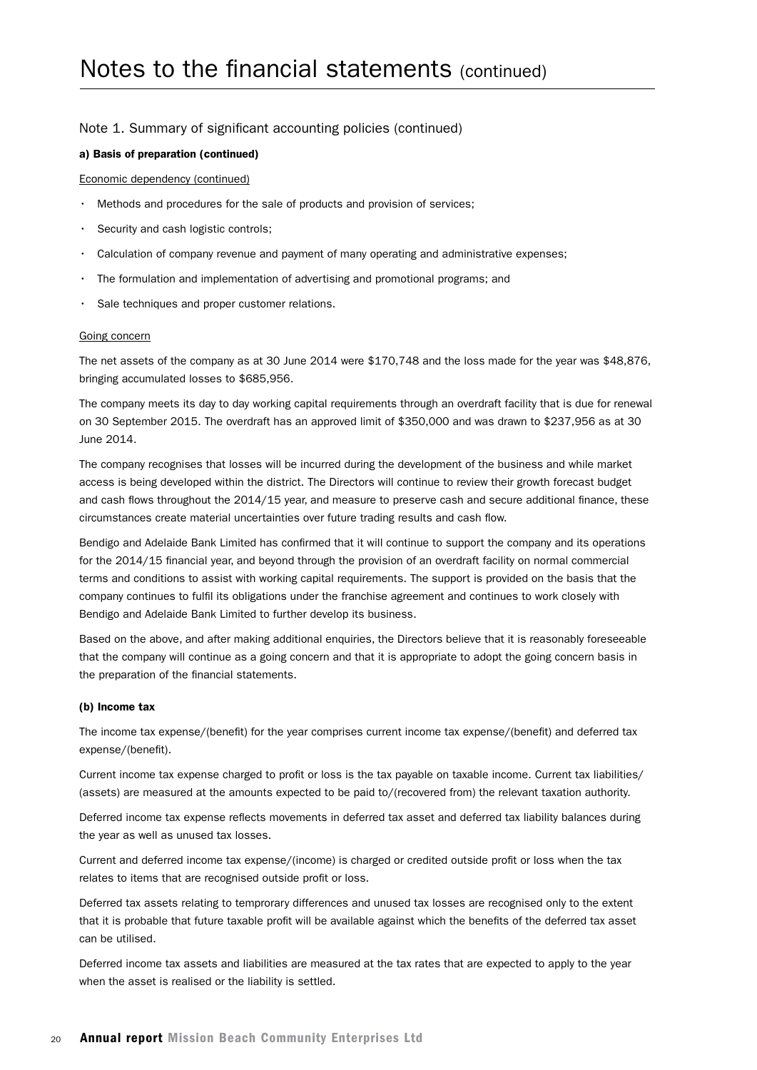# Notes to the financial statements (continued)

## Note 1. Summary of significant accounting policies (continued)

### a) Basis of preparation (continued)

Economic dependency (continued)

- Methods and procedures for the sale of products and provision of services;
- Security and cash logistic controls;
- Calculation of company revenue and payment of many operating and administrative expenses;
- The formulation and implementation of advertising and promotional programs; and
- Sale techniques and proper customer relations.

Going concern

The net assets of the company as at 30 June 2014 were $170,748 and the loss made for the year was $48,876, bringing accumulated losses to $685,956.

The company meets its day to day working capital requirements through an overdraft facility that is due for renewal on 30 September 2015. The overdraft has an approved limit of $350,000 and was drawn to $237,956 as at 30 June 2014.

The company recognises that losses will be incurred during the development of the business and while market access is being developed within the district. The Directors will continue to review their growth forecast budget and cash flows throughout the 2014/15 year, and measure to preserve cash and secure additional finance, these circumstances create material uncertainties over future trading results and cash flow.

Bendigo and Adelaide Bank Limited has confirmed that it will continue to support the company and its operations for the 2014/15 financial year, and beyond through the provision of an overdraft facility on normal commercial terms and conditions to assist with working capital requirements. The support is provided on the basis that the company continues to fulfil its obligations under the franchise agreement and continues to work closely with Bendigo and Adelaide Bank Limited to further develop its business.

Based on the above, and after making additional enquiries, the Directors believe that it is reasonably foreseeable that the company will continue as a going concern and that it is appropriate to adopt the going concern basis in the preparation of the financial statements.

### (b) Income tax

The income tax expense/(benefit) for the year comprises current income tax expense/(benefit) and deferred tax expense/(benefit).

Current income tax expense charged to profit or loss is the tax payable on taxable income. Current tax liabilities/(assets) are measured at the amounts expected to be paid to/(recovered from) the relevant taxation authority.

Deferred income tax expense reflects movements in deferred tax asset and deferred tax liability balances during the year as well as unused tax losses.

Current and deferred income tax expense/(income) is charged or credited outside profit or loss when the tax relates to items that are recognised outside profit or loss.

Deferred tax assets relating to temprorary differences and unused tax losses are recognised only to the extent that it is probable that future taxable profit will be available against which the benefits of the deferred tax asset can be utilised.

Deferred income tax assets and liabilities are measured at the tax rates that are expected to apply to the year when the asset is realised or the liability is settled.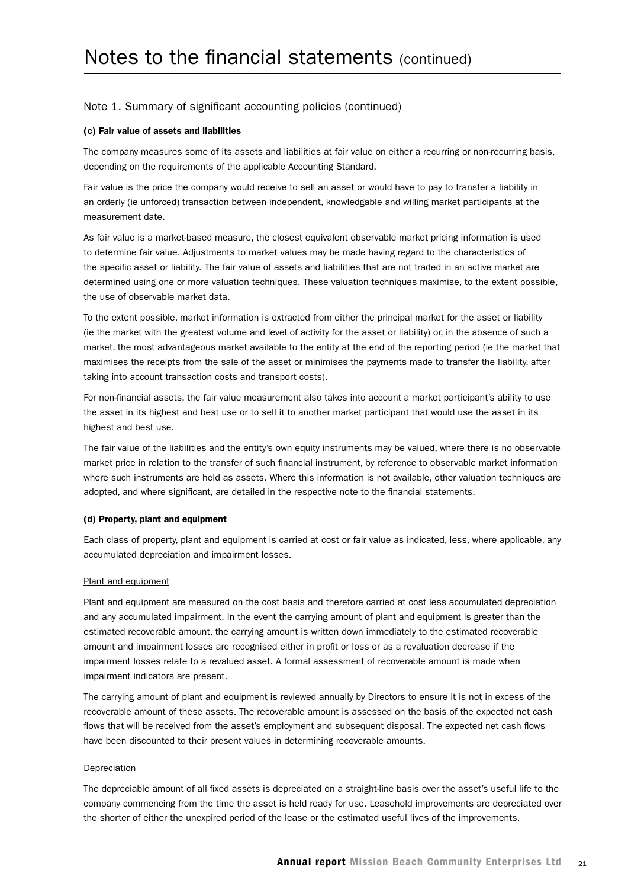# Notes to the financial statements (continued)

## Note 1. Summary of significant accounting policies (continued)

### (c) Fair value of assets and liabilities

The company measures some of its assets and liabilities at fair value on either a recurring or non-recurring basis, depending on the requirements of the applicable Accounting Standard.

Fair value is the price the company would receive to sell an asset or would have to pay to transfer a liability in an orderly (ie unforced) transaction between independent, knowledgable and willing market participants at the measurement date.

As fair value is a market-based measure, the closest equivalent observable market pricing information is used to determine fair value. Adjustments to market values may be made having regard to the characteristics of the specific asset or liability. The fair value of assets and liabilities that are not traded in an active market are determined using one or more valuation techniques. These valuation techniques maximise, to the extent possible, the use of observable market data.

To the extent possible, market information is extracted from either the principal market for the asset or liability (ie the market with the greatest volume and level of activity for the asset or liability) or, in the absence of such a market, the most advantageous market available to the entity at the end of the reporting period (ie the market that maximises the receipts from the sale of the asset or minimises the payments made to transfer the liability, after taking into account transaction costs and transport costs).

For non-financial assets, the fair value measurement also takes into account a market participant's ability to use the asset in its highest and best use or to sell it to another market participant that would use the asset in its highest and best use.

The fair value of the liabilities and the entity's own equity instruments may be valued, where there is no observable market price in relation to the transfer of such financial instrument, by reference to observable market information where such instruments are held as assets. Where this information is not available, other valuation techniques are adopted, and where significant, are detailed in the respective note to the financial statements.

### (d) Property, plant and equipment

Each class of property, plant and equipment is carried at cost or fair value as indicated, less, where applicable, any accumulated depreciation and impairment losses.

Plant and equipment

Plant and equipment are measured on the cost basis and therefore carried at cost less accumulated depreciation and any accumulated impairment. In the event the carrying amount of plant and equipment is greater than the estimated recoverable amount, the carrying amount is written down immediately to the estimated recoverable amount and impairment losses are recognised either in profit or loss or as a revaluation decrease if the impairment losses relate to a revalued asset. A formal assessment of recoverable amount is made when impairment indicators are present.

The carrying amount of plant and equipment is reviewed annually by Directors to ensure it is not in excess of the recoverable amount of these assets. The recoverable amount is assessed on the basis of the expected net cash flows that will be received from the asset's employment and subsequent disposal. The expected net cash flows have been discounted to their present values in determining recoverable amounts.

Depreciation

The depreciable amount of all fixed assets is depreciated on a straight-line basis over the asset's useful life to the company commencing from the time the asset is held ready for use. Leasehold improvements are depreciated over the shorter of either the unexpired period of the lease or the estimated useful lives of the improvements.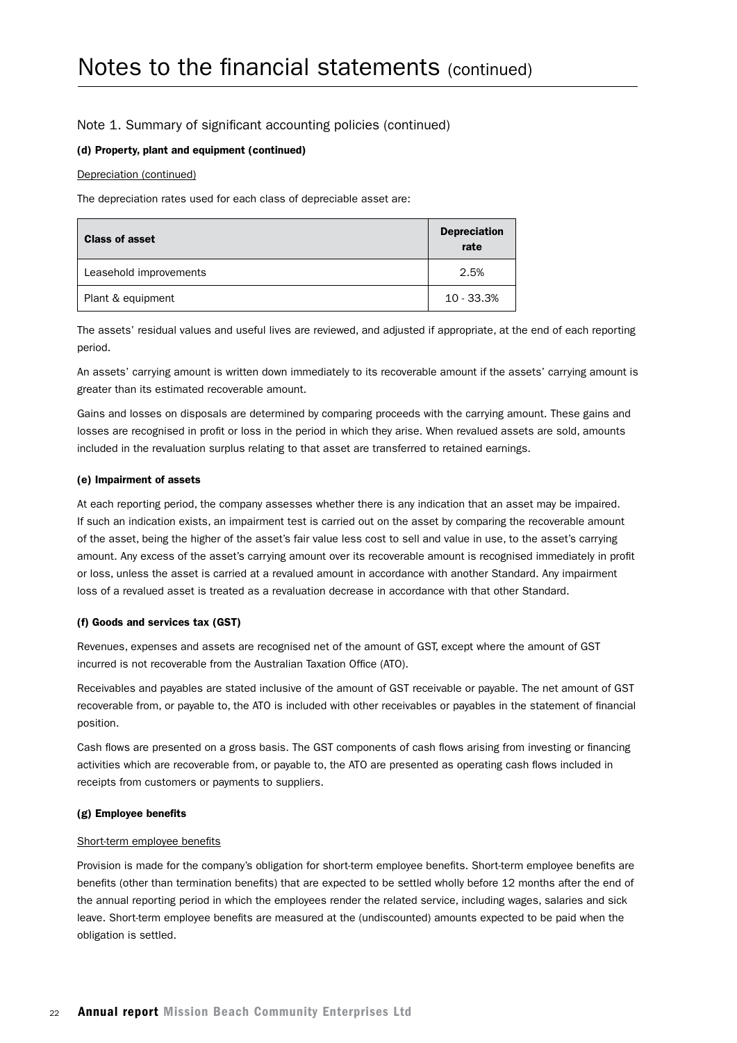# Notes to the financial statements (continued)

## Note 1. Summary of significant accounting policies (continued)

### (d) Property, plant and equipment (continued)

Depreciation (continued)

The depreciation rates used for each class of depreciable asset are:

| Class of asset | Depreciation rate |
| --- | --- |
| Leasehold improvements | 2.5% |
| Plant & equipment | 10 - 33.3% |

The assets' residual values and useful lives are reviewed, and adjusted if appropriate, at the end of each reporting period.

An assets' carrying amount is written down immediately to its recoverable amount if the assets' carrying amount is greater than its estimated recoverable amount.

Gains and losses on disposals are determined by comparing proceeds with the carrying amount. These gains and losses are recognised in profit or loss in the period in which they arise. When revalued assets are sold, amounts included in the revaluation surplus relating to that asset are transferred to retained earnings.

### (e) Impairment of assets

At each reporting period, the company assesses whether there is any indication that an asset may be impaired. If such an indication exists, an impairment test is carried out on the asset by comparing the recoverable amount of the asset, being the higher of the asset's fair value less cost to sell and value in use, to the asset's carrying amount. Any excess of the asset's carrying amount over its recoverable amount is recognised immediately in profit or loss, unless the asset is carried at a revalued amount in accordance with another Standard. Any impairment loss of a revalued asset is treated as a revaluation decrease in accordance with that other Standard.

### (f) Goods and services tax (GST)

Revenues, expenses and assets are recognised net of the amount of GST, except where the amount of GST incurred is not recoverable from the Australian Taxation Office (ATO).

Receivables and payables are stated inclusive of the amount of GST receivable or payable. The net amount of GST recoverable from, or payable to, the ATO is included with other receivables or payables in the statement of financial position.

Cash flows are presented on a gross basis. The GST components of cash flows arising from investing or financing activities which are recoverable from, or payable to, the ATO are presented as operating cash flows included in receipts from customers or payments to suppliers.

### (g) Employee benefits

Short-term employee benefits

Provision is made for the company's obligation for short-term employee benefits. Short-term employee benefits are benefits (other than termination benefits) that are expected to be settled wholly before 12 months after the end of the annual reporting period in which the employees render the related service, including wages, salaries and sick leave. Short-term employee benefits are measured at the (undiscounted) amounts expected to be paid when the obligation is settled.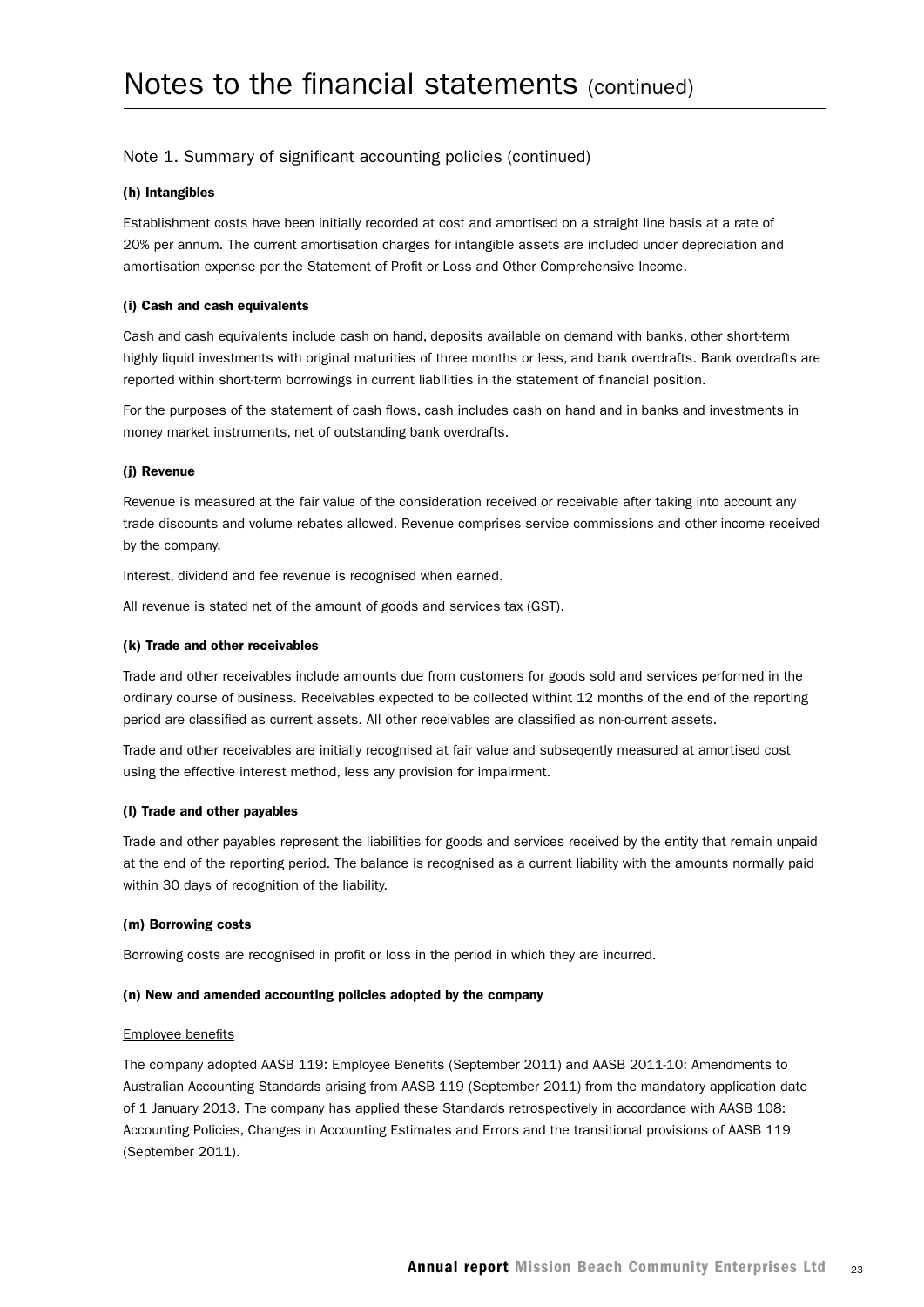# Notes to the financial statements (continued)

## Note 1. Summary of significant accounting policies (continued)

### (h) Intangibles

Establishment costs have been initially recorded at cost and amortised on a straight line basis at a rate of 20% per annum. The current amortisation charges for intangible assets are included under depreciation and amortisation expense per the Statement of Profit or Loss and Other Comprehensive Income.

### (i) Cash and cash equivalents

Cash and cash equivalents include cash on hand, deposits available on demand with banks, other short-term highly liquid investments with original maturities of three months or less, and bank overdrafts. Bank overdrafts are reported within short-term borrowings in current liabilities in the statement of financial position.

For the purposes of the statement of cash flows, cash includes cash on hand and in banks and investments in money market instruments, net of outstanding bank overdrafts.

### (j) Revenue

Revenue is measured at the fair value of the consideration received or receivable after taking into account any trade discounts and volume rebates allowed. Revenue comprises service commissions and other income received by the company.

Interest, dividend and fee revenue is recognised when earned.

All revenue is stated net of the amount of goods and services tax (GST).

### (k) Trade and other receivables

Trade and other receivables include amounts due from customers for goods sold and services performed in the ordinary course of business. Receivables expected to be collected withint 12 months of the end of the reporting period are classified as current assets. All other receivables are classified as non-current assets.

Trade and other receivables are initially recognised at fair value and subseqently measured at amortised cost using the effective interest method, less any provision for impairment.

### (l) Trade and other payables

Trade and other payables represent the liabilities for goods and services received by the entity that remain unpaid at the end of the reporting period. The balance is recognised as a current liability with the amounts normally paid within 30 days of recognition of the liability.

### (m) Borrowing costs

Borrowing costs are recognised in profit or loss in the period in which they are incurred.

### (n) New and amended accounting policies adopted by the company

Employee benefits

The company adopted AASB 119: Employee Benefits (September 2011) and AASB 2011-10: Amendments to Australian Accounting Standards arising from AASB 119 (September 2011) from the mandatory application date of 1 January 2013. The company has applied these Standards retrospectively in accordance with AASB 108: Accounting Policies, Changes in Accounting Estimates and Errors and the transitional provisions of AASB 119 (September 2011).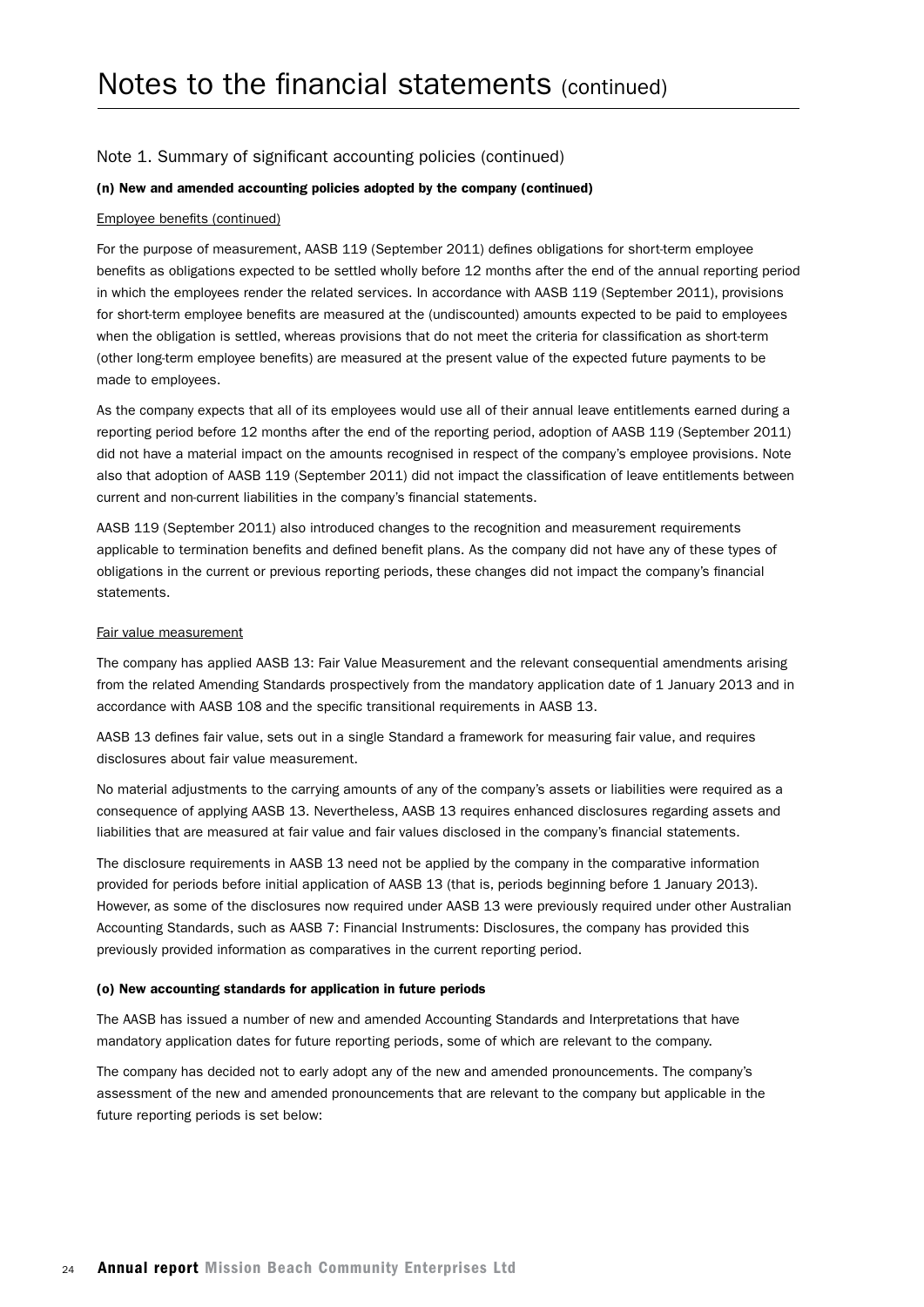# Notes to the financial statements (continued)

## Note 1. Summary of significant accounting policies (continued)

### (n) New and amended accounting policies adopted by the company (continued)

Employee benefits (continued)

For the purpose of measurement, AASB 119 (September 2011) defines obligations for short-term employee benefits as obligations expected to be settled wholly before 12 months after the end of the annual reporting period in which the employees render the related services. In accordance with AASB 119 (September 2011), provisions for short-term employee benefits are measured at the (undiscounted) amounts expected to be paid to employees when the obligation is settled, whereas provisions that do not meet the criteria for classification as short-term (other long-term employee benefits) are measured at the present value of the expected future payments to be made to employees.

As the company expects that all of its employees would use all of their annual leave entitlements earned during a reporting period before 12 months after the end of the reporting period, adoption of AASB 119 (September 2011) did not have a material impact on the amounts recognised in respect of the company's employee provisions. Note also that adoption of AASB 119 (September 2011) did not impact the classification of leave entitlements between current and non-current liabilities in the company's financial statements.

AASB 119 (September 2011) also introduced changes to the recognition and measurement requirements applicable to termination benefits and defined benefit plans. As the company did not have any of these types of obligations in the current or previous reporting periods, these changes did not impact the company's financial statements.

Fair value measurement

The company has applied AASB 13: Fair Value Measurement and the relevant consequential amendments arising from the related Amending Standards prospectively from the mandatory application date of 1 January 2013 and in accordance with AASB 108 and the specific transitional requirements in AASB 13.

AASB 13 defines fair value, sets out in a single Standard a framework for measuring fair value, and requires disclosures about fair value measurement.

No material adjustments to the carrying amounts of any of the company's assets or liabilities were required as a consequence of applying AASB 13. Nevertheless, AASB 13 requires enhanced disclosures regarding assets and liabilities that are measured at fair value and fair values disclosed in the company's financial statements.

The disclosure requirements in AASB 13 need not be applied by the company in the comparative information provided for periods before initial application of AASB 13 (that is, periods beginning before 1 January 2013). However, as some of the disclosures now required under AASB 13 were previously required under other Australian Accounting Standards, such as AASB 7: Financial Instruments: Disclosures, the company has provided this previously provided information as comparatives in the current reporting period.

### (o) New accounting standards for application in future periods

The AASB has issued a number of new and amended Accounting Standards and Interpretations that have mandatory application dates for future reporting periods, some of which are relevant to the company.

The company has decided not to early adopt any of the new and amended pronouncements. The company's assessment of the new and amended pronouncements that are relevant to the company but applicable in the future reporting periods is set below: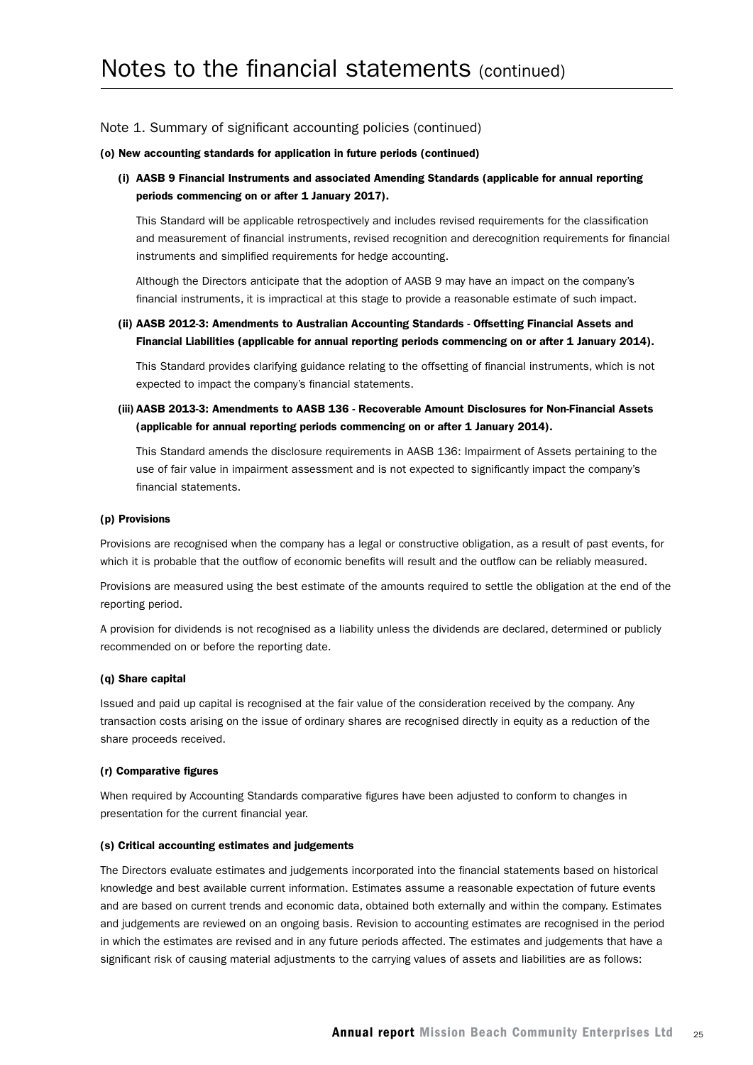# Notes to the financial statements (continued)

## Note 1. Summary of significant accounting policies (continued)

### (o) New accounting standards for application in future periods (continued)

**(i) AASB 9 Financial Instruments and associated Amending Standards (applicable for annual reporting periods commencing on or after 1 January 2017).**

This Standard will be applicable retrospectively and includes revised requirements for the classification and measurement of financial instruments, revised recognition and derecognition requirements for financial instruments and simplified requirements for hedge accounting.

Although the Directors anticipate that the adoption of AASB 9 may have an impact on the company's financial instruments, it is impractical at this stage to provide a reasonable estimate of such impact.

**(ii) AASB 2012-3: Amendments to Australian Accounting Standards - Offsetting Financial Assets and Financial Liabilities (applicable for annual reporting periods commencing on or after 1 January 2014).**

This Standard provides clarifying guidance relating to the offsetting of financial instruments, which is not expected to impact the company's financial statements.

**(iii) AASB 2013-3: Amendments to AASB 136 - Recoverable Amount Disclosures for Non-Financial Assets (applicable for annual reporting periods commencing on or after 1 January 2014).**

This Standard amends the disclosure requirements in AASB 136: Impairment of Assets pertaining to the use of fair value in impairment assessment and is not expected to significantly impact the company's financial statements.

### (p) Provisions

Provisions are recognised when the company has a legal or constructive obligation, as a result of past events, for which it is probable that the outflow of economic benefits will result and the outflow can be reliably measured.

Provisions are measured using the best estimate of the amounts required to settle the obligation at the end of the reporting period.

A provision for dividends is not recognised as a liability unless the dividends are declared, determined or publicly recommended on or before the reporting date.

### (q) Share capital

Issued and paid up capital is recognised at the fair value of the consideration received by the company. Any transaction costs arising on the issue of ordinary shares are recognised directly in equity as a reduction of the share proceeds received.

### (r) Comparative figures

When required by Accounting Standards comparative figures have been adjusted to conform to changes in presentation for the current financial year.

### (s) Critical accounting estimates and judgements

The Directors evaluate estimates and judgements incorporated into the financial statements based on historical knowledge and best available current information. Estimates assume a reasonable expectation of future events and are based on current trends and economic data, obtained both externally and within the company. Estimates and judgements are reviewed on an ongoing basis. Revision to accounting estimates are recognised in the period in which the estimates are revised and in any future periods affected. The estimates and judgements that have a significant risk of causing material adjustments to the carrying values of assets and liabilities are as follows: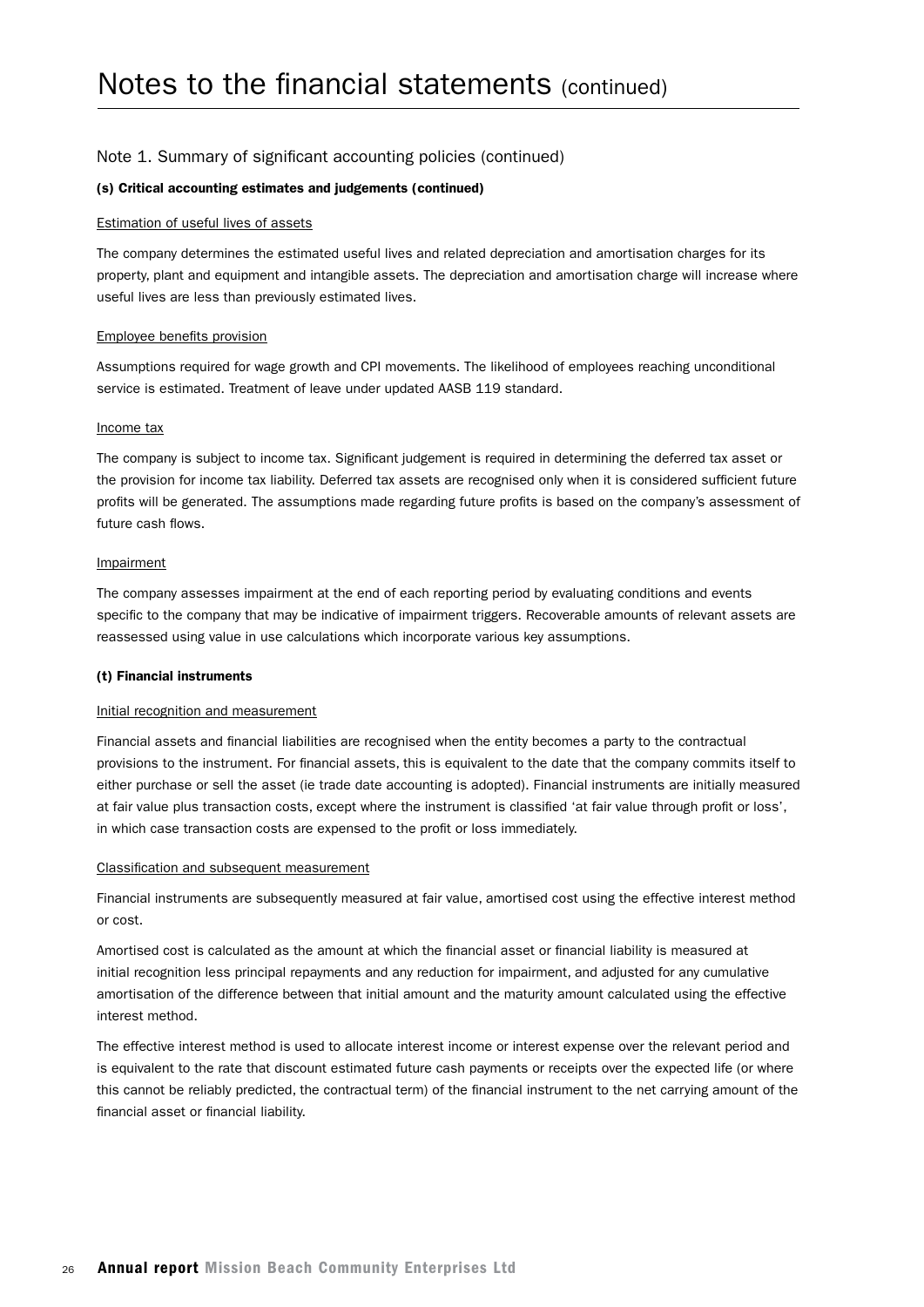# Notes to the financial statements (continued)

## Note 1. Summary of significant accounting policies (continued)

### (s) Critical accounting estimates and judgements (continued)

Estimation of useful lives of assets

The company determines the estimated useful lives and related depreciation and amortisation charges for its property, plant and equipment and intangible assets. The depreciation and amortisation charge will increase where useful lives are less than previously estimated lives.

Employee benefits provision

Assumptions required for wage growth and CPI movements. The likelihood of employees reaching unconditional service is estimated. Treatment of leave under updated AASB 119 standard.

Income tax

The company is subject to income tax. Significant judgement is required in determining the deferred tax asset or the provision for income tax liability. Deferred tax assets are recognised only when it is considered sufficient future profits will be generated. The assumptions made regarding future profits is based on the company's assessment of future cash flows.

Impairment

The company assesses impairment at the end of each reporting period by evaluating conditions and events specific to the company that may be indicative of impairment triggers. Recoverable amounts of relevant assets are reassessed using value in use calculations which incorporate various key assumptions.

### (t) Financial instruments

Initial recognition and measurement

Financial assets and financial liabilities are recognised when the entity becomes a party to the contractual provisions to the instrument. For financial assets, this is equivalent to the date that the company commits itself to either purchase or sell the asset (ie trade date accounting is adopted). Financial instruments are initially measured at fair value plus transaction costs, except where the instrument is classified 'at fair value through profit or loss', in which case transaction costs are expensed to the profit or loss immediately.

Classification and subsequent measurement

Financial instruments are subsequently measured at fair value, amortised cost using the effective interest method or cost.

Amortised cost is calculated as the amount at which the financial asset or financial liability is measured at initial recognition less principal repayments and any reduction for impairment, and adjusted for any cumulative amortisation of the difference between that initial amount and the maturity amount calculated using the effective interest method.

The effective interest method is used to allocate interest income or interest expense over the relevant period and is equivalent to the rate that discount estimated future cash payments or receipts over the expected life (or where this cannot be reliably predicted, the contractual term) of the financial instrument to the net carrying amount of the financial asset or financial liability.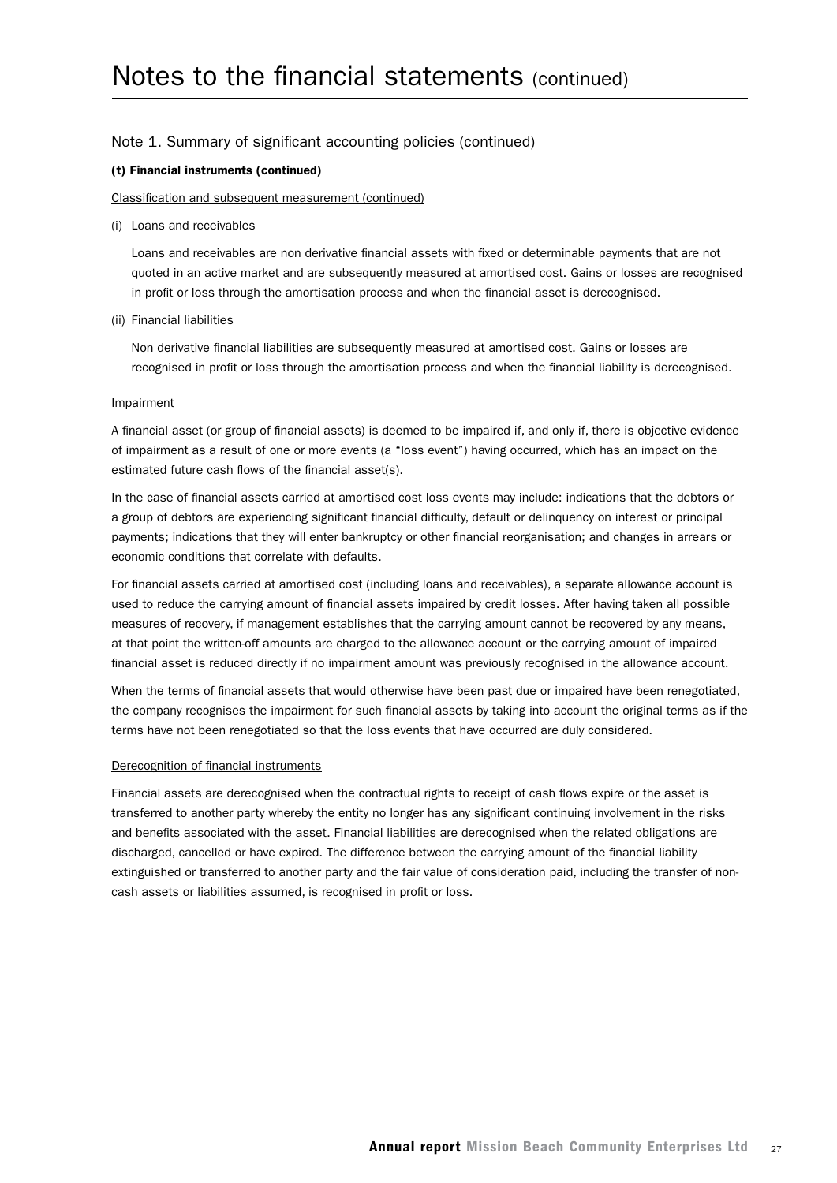# Notes to the financial statements (continued)

## Note 1. Summary of significant accounting policies (continued)

### (t) Financial instruments (continued)

Classification and subsequent measurement (continued)

(i) Loans and receivables

Loans and receivables are non derivative financial assets with fixed or determinable payments that are not quoted in an active market and are subsequently measured at amortised cost. Gains or losses are recognised in profit or loss through the amortisation process and when the financial asset is derecognised.

(ii) Financial liabilities

Non derivative financial liabilities are subsequently measured at amortised cost. Gains or losses are recognised in profit or loss through the amortisation process and when the financial liability is derecognised.

Impairment

A financial asset (or group of financial assets) is deemed to be impaired if, and only if, there is objective evidence of impairment as a result of one or more events (a "loss event") having occurred, which has an impact on the estimated future cash flows of the financial asset(s).

In the case of financial assets carried at amortised cost loss events may include: indications that the debtors or a group of debtors are experiencing significant financial difficulty, default or delinquency on interest or principal payments; indications that they will enter bankruptcy or other financial reorganisation; and changes in arrears or economic conditions that correlate with defaults.

For financial assets carried at amortised cost (including loans and receivables), a separate allowance account is used to reduce the carrying amount of financial assets impaired by credit losses. After having taken all possible measures of recovery, if management establishes that the carrying amount cannot be recovered by any means, at that point the written-off amounts are charged to the allowance account or the carrying amount of impaired financial asset is reduced directly if no impairment amount was previously recognised in the allowance account.

When the terms of financial assets that would otherwise have been past due or impaired have been renegotiated, the company recognises the impairment for such financial assets by taking into account the original terms as if the terms have not been renegotiated so that the loss events that have occurred are duly considered.

Derecognition of financial instruments

Financial assets are derecognised when the contractual rights to receipt of cash flows expire or the asset is transferred to another party whereby the entity no longer has any significant continuing involvement in the risks and benefits associated with the asset. Financial liabilities are derecognised when the related obligations are discharged, cancelled or have expired. The difference between the carrying amount of the financial liability extinguished or transferred to another party and the fair value of consideration paid, including the transfer of non-cash assets or liabilities assumed, is recognised in profit or loss.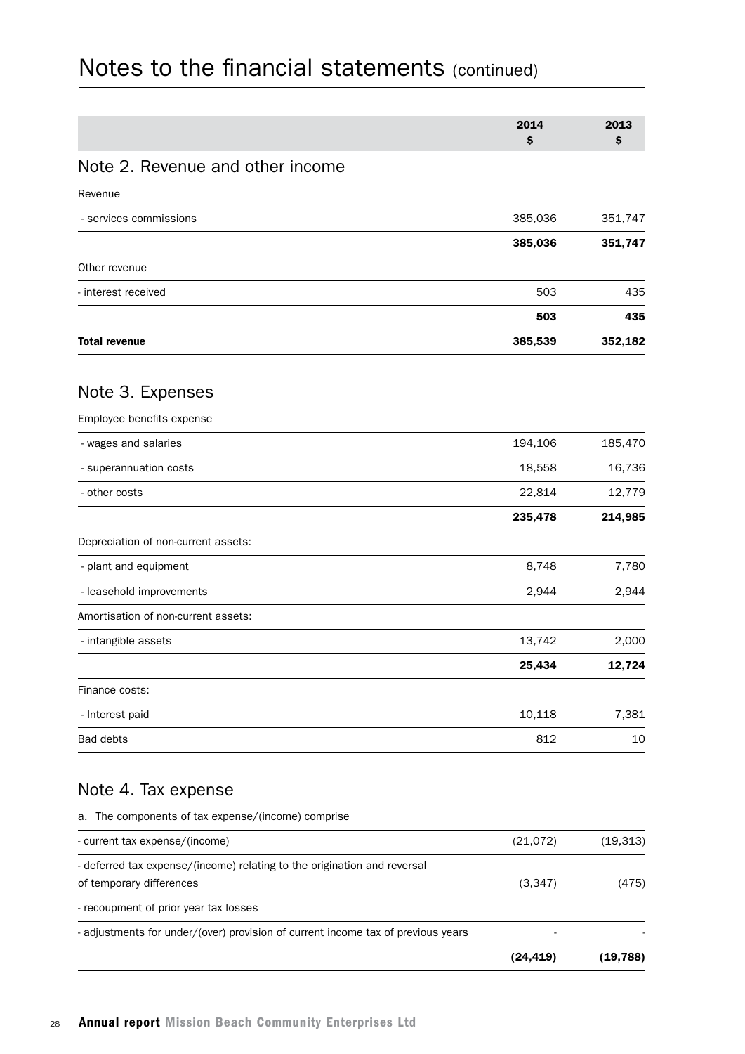# Notes to the financial statements (continued)

| | 2014<br>$ | 2013<br>$ |
|---|---|---|

## Note 2. Revenue and other income

| | 2014<br>$ | 2013<br>$ |
|---|---|---|
| Revenue | | |
| - services commissions | 385,036 | 351,747 |
| | **385,036** | **351,747** |
| Other revenue | | |
| - interest received | 503 | 435 |
| | **503** | **435** |
| **Total revenue** | **385,539** | **352,182** |

## Note 3. Expenses

| | 2014<br>$ | 2013<br>$ |
|---|---|---|
| Employee benefits expense | | |
| - wages and salaries | 194,106 | 185,470 |
| - superannuation costs | 18,558 | 16,736 |
| - other costs | 22,814 | 12,779 |
| | **235,478** | **214,985** |
| Depreciation of non-current assets: | | |
| - plant and equipment | 8,748 | 7,780 |
| - leasehold improvements | 2,944 | 2,944 |
| Amortisation of non-current assets: | | |
| - intangible assets | 13,742 | 2,000 |
| | **25,434** | **12,724** |
| Finance costs: | | |
| - Interest paid | 10,118 | 7,381 |
| Bad debts | 812 | 10 |

## Note 4. Tax expense

| | 2014<br>$ | 2013<br>$ |
|---|---|---|
| a. The components of tax expense/(income) comprise | | |
| - current tax expense/(income) | (21,072) | (19,313) |
| - deferred tax expense/(income) relating to the origination and reversal of temporary differences | (3,347) | (475) |
| - recoupment of prior year tax losses | | |
| - adjustments for under/(over) provision of current income tax of previous years | - | - |
| | **(24,419)** | **(19,788)** |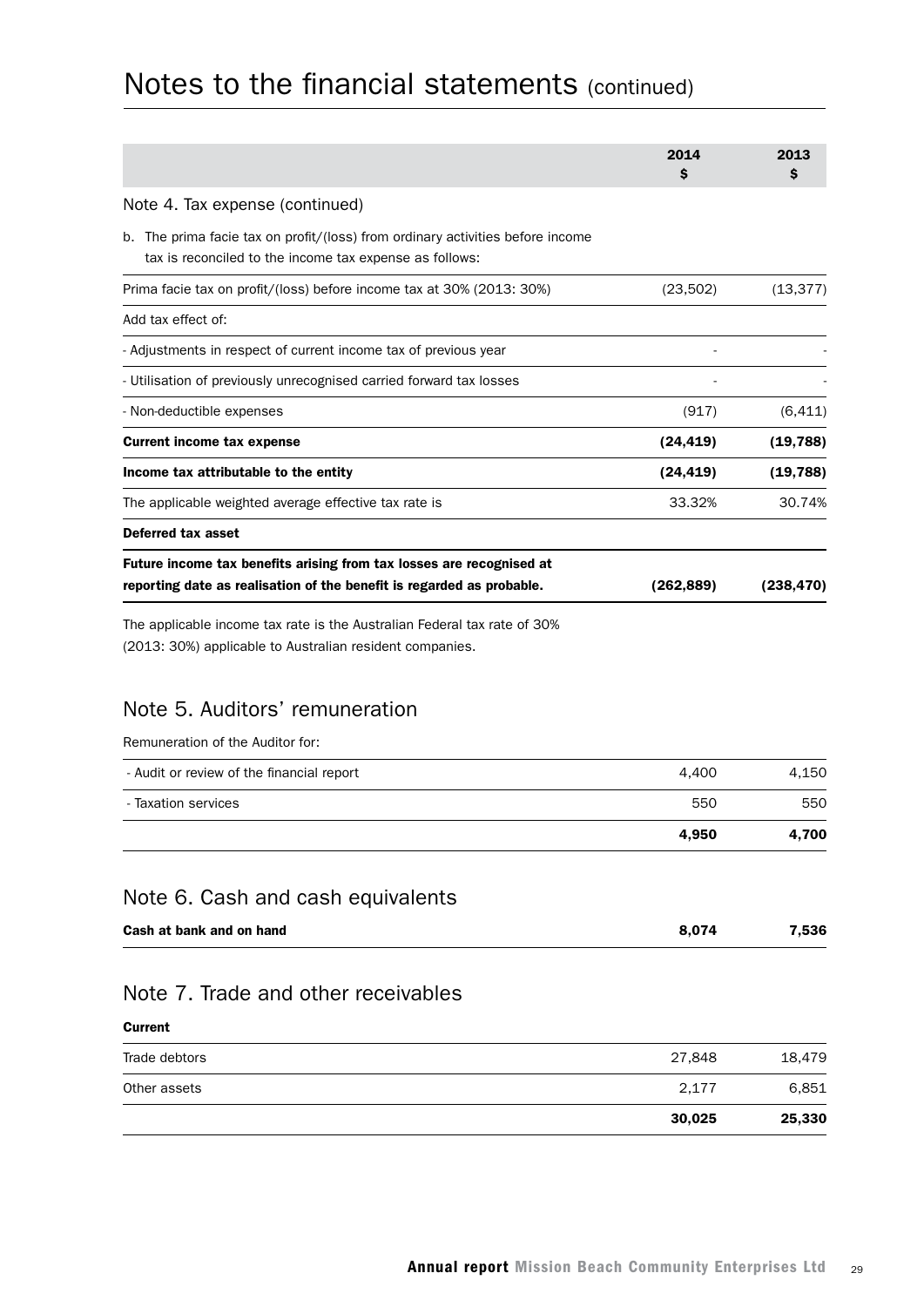# Notes to the financial statements (continued)

| | 2014<br>$ | 2013<br>$ |
|---|---|---|
| Note 4. Tax expense (continued) | | |
| b. The prima facie tax on profit/(loss) from ordinary activities before income tax is reconciled to the income tax expense as follows: | | |
| Prima facie tax on profit/(loss) before income tax at 30% (2013: 30%) | (23,502) | (13,377) |
| Add tax effect of: | | |
| - Adjustments in respect of current income tax of previous year | - | - |
| - Utilisation of previously unrecognised carried forward tax losses | - | - |
| - Non-deductible expenses | (917) | (6,411) |
| **Current income tax expense** | **(24,419)** | **(19,788)** |
| **Income tax attributable to the entity** | **(24,419)** | **(19,788)** |
| The applicable weighted average effective tax rate is | 33.32% | 30.74% |
| **Deferred tax asset** | | |
| **Future income tax benefits arising from tax losses are recognised at reporting date as realisation of the benefit is regarded as probable.** | **(262,889)** | **(238,470)** |

The applicable income tax rate is the Australian Federal tax rate of 30% (2013: 30%) applicable to Australian resident companies.

## Note 5. Auditors' remuneration

Remuneration of the Auditor for:

| | 2014 | 2013 |
|---|---|---|
| - Audit or review of the financial report | 4,400 | 4,150 |
| - Taxation services | 550 | 550 |
| | **4,950** | **4,700** |

## Note 6. Cash and cash equivalents

| | 2014 | 2013 |
|---|---|---|
| **Cash at bank and on hand** | **8,074** | **7,536** |

## Note 7. Trade and other receivables

| **Current** | 2014 | 2013 |
|---|---|---|
| Trade debtors | 27,848 | 18,479 |
| Other assets | 2,177 | 6,851 |
| | **30,025** | **25,330** |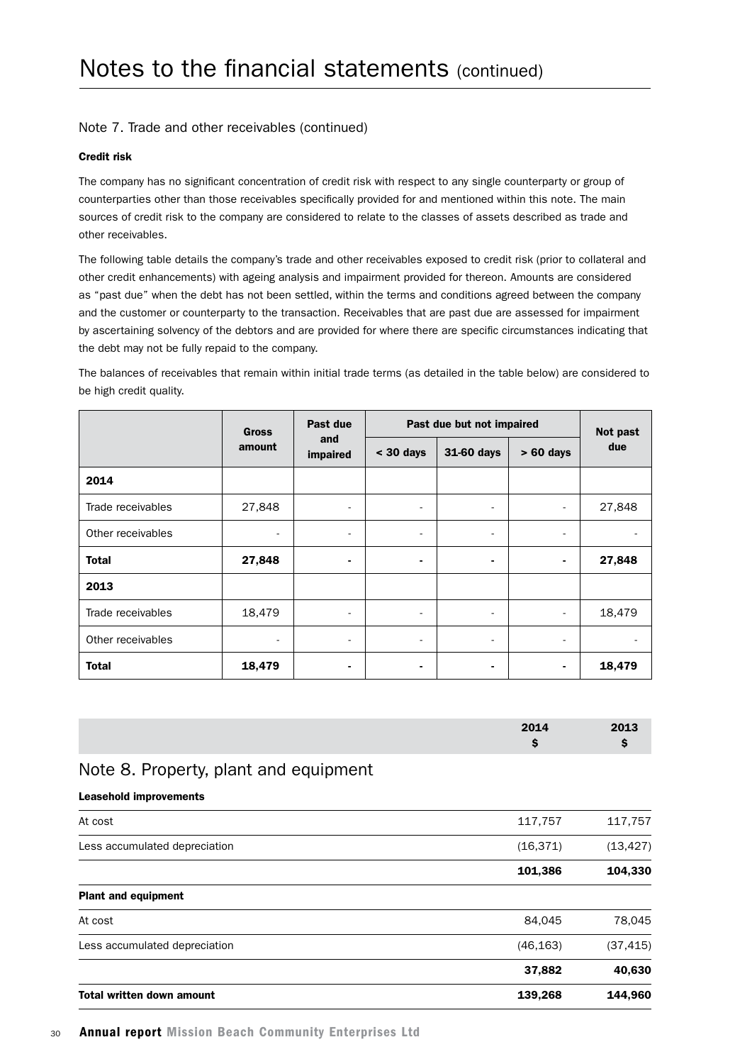# Notes to the financial statements (continued)

## Note 7. Trade and other receivables (continued)

**Credit risk**

The company has no significant concentration of credit risk with respect to any single counterparty or group of counterparties other than those receivables specifically provided for and mentioned within this note. The main sources of credit risk to the company are considered to relate to the classes of assets described as trade and other receivables.

The following table details the company's trade and other receivables exposed to credit risk (prior to collateral and other credit enhancements) with ageing analysis and impairment provided for thereon. Amounts are considered as "past due" when the debt has not been settled, within the terms and conditions agreed between the company and the customer or counterparty to the transaction. Receivables that are past due are assessed for impairment by ascertaining solvency of the debtors and are provided for where there are specific circumstances indicating that the debt may not be fully repaid to the company.

The balances of receivables that remain within initial trade terms (as detailed in the table below) are considered to be high credit quality.

| | Gross amount | Past due and impaired | Past due but not impaired | | | Not past due |
|---|---|---|---|---|---|---|
| | | | < 30 days | 31-60 days | > 60 days | |
| **2014** | | | | | | |
| Trade receivables | 27,848 | - | - | - | - | 27,848 |
| Other receivables | - | - | - | - | - | - |
| **Total** | **27,848** | **-** | **-** | **-** | **-** | **27,848** |
| **2013** | | | | | | |
| Trade receivables | 18,479 | - | - | - | - | 18,479 |
| Other receivables | - | - | - | - | - | - |
| **Total** | **18,479** | **-** | **-** | **-** | **-** | **18,479** |

## Note 8. Property, plant and equipment

| | 2014 $ | 2013 $ |
|---|---|---|
| **Leasehold improvements** | | |
| At cost | 117,757 | 117,757 |
| Less accumulated depreciation | (16,371) | (13,427) |
| | **101,386** | **104,330** |
| **Plant and equipment** | | |
| At cost | 84,045 | 78,045 |
| Less accumulated depreciation | (46,163) | (37,415) |
| | **37,882** | **40,630** |
| **Total written down amount** | **139,268** | **144,960** |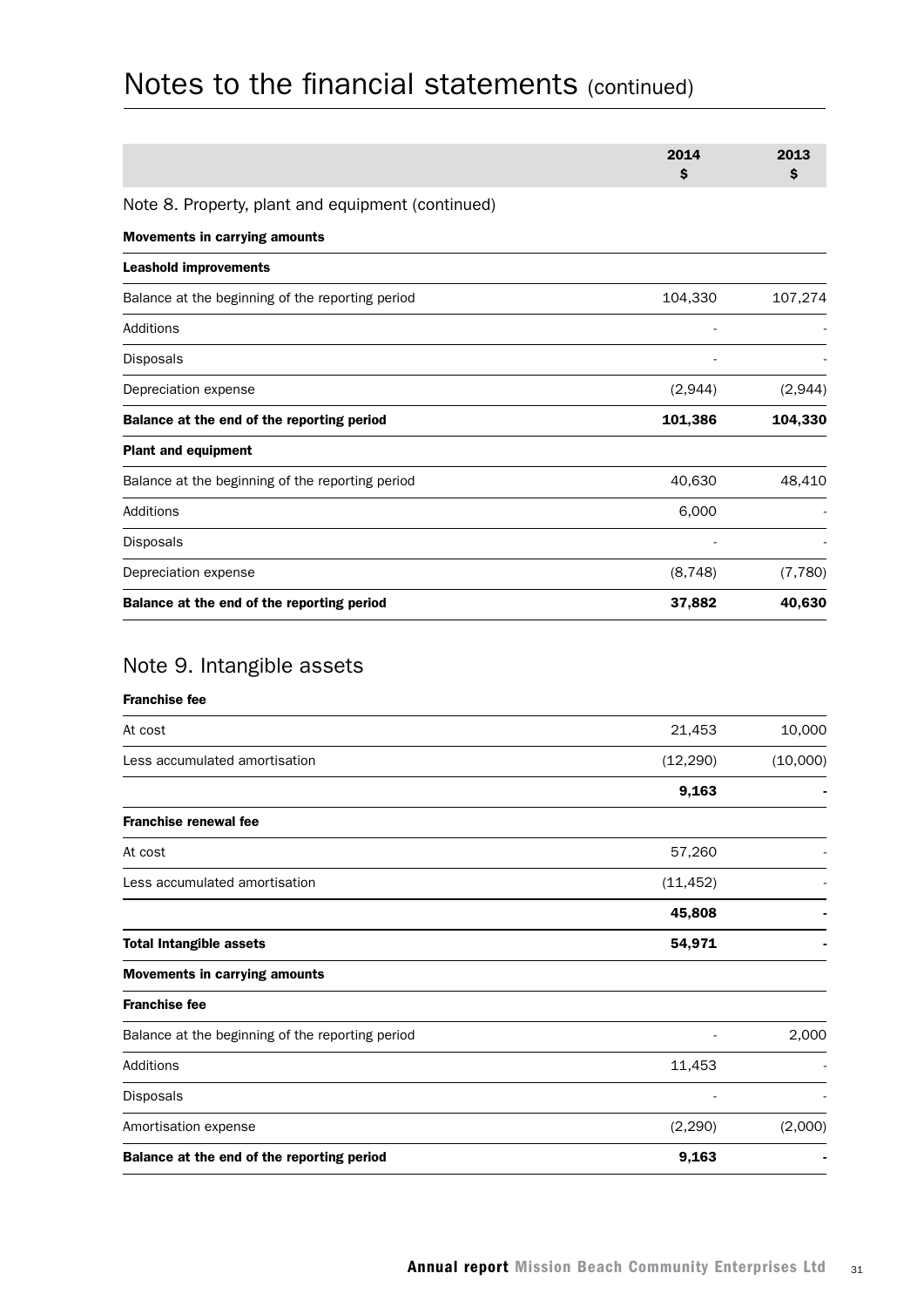# Notes to the financial statements (continued)

| | 2014 $ | 2013 $ |
|---|---|---|

## Note 8. Property, plant and equipment (continued)

**Movements in carrying amounts**

| | 2014 $ | 2013 $ |
|---|---|---|
| **Leashold improvements** | | |
| Balance at the beginning of the reporting period | 104,330 | 107,274 |
| Additions | - | - |
| Disposals | - | - |
| Depreciation expense | (2,944) | (2,944) |
| **Balance at the end of the reporting period** | **101,386** | **104,330** |
| **Plant and equipment** | | |
| Balance at the beginning of the reporting period | 40,630 | 48,410 |
| Additions | 6,000 | - |
| Disposals | - | - |
| Depreciation expense | (8,748) | (7,780) |
| **Balance at the end of the reporting period** | **37,882** | **40,630** |

## Note 9. Intangible assets

| | 2014 $ | 2013 $ |
|---|---|---|
| **Franchise fee** | | |
| At cost | 21,453 | 10,000 |
| Less accumulated amortisation | (12,290) | (10,000) |
| | **9,163** | **-** |
| **Franchise renewal fee** | | |
| At cost | 57,260 | - |
| Less accumulated amortisation | (11,452) | - |
| | **45,808** | **-** |
| **Total Intangible assets** | **54,971** | **-** |
| **Movements in carrying amounts** | | |
| **Franchise fee** | | |
| Balance at the beginning of the reporting period | - | 2,000 |
| Additions | 11,453 | - |
| Disposals | - | - |
| Amortisation expense | (2,290) | (2,000) |
| **Balance at the end of the reporting period** | **9,163** | **-** |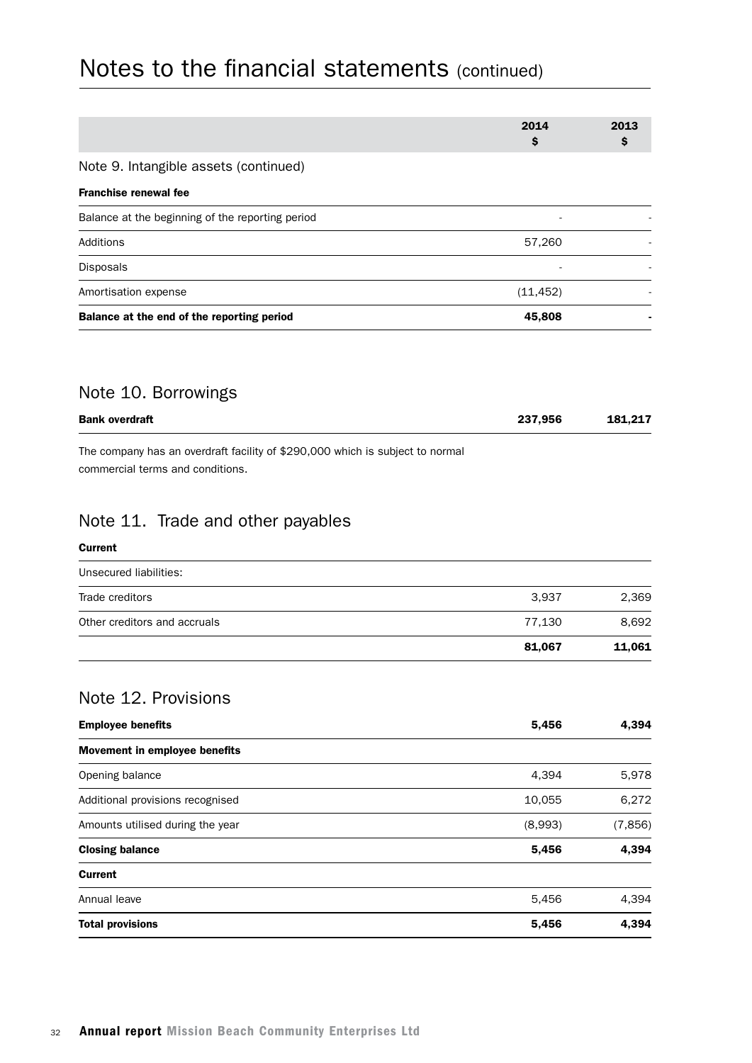# Notes to the financial statements (continued)

| | 2014 $ | 2013 $ |
|---|---|---|
| **Note 9. Intangible assets (continued)** | | |
| **Franchise renewal fee** | | |
| Balance at the beginning of the reporting period | - | - |
| Additions | 57,260 | - |
| Disposals | - | - |
| Amortisation expense | (11,452) | - |
| **Balance at the end of the reporting period** | **45,808** | **-** |

## Note 10. Borrowings

| | 2014 $ | 2013 $ |
|---|---|---|
| **Bank overdraft** | **237,956** | **181,217** |

The company has an overdraft facility of $290,000 which is subject to normal commercial terms and conditions.

## Note 11. Trade and other payables

| | 2014 $ | 2013 $ |
|---|---|---|
| **Current** | | |
| Unsecured liabilities: | | |
| Trade creditors | 3,937 | 2,369 |
| Other creditors and accruals | 77,130 | 8,692 |
| | **81,067** | **11,061** |

## Note 12. Provisions

| | 2014 $ | 2013 $ |
|---|---|---|
| **Employee benefits** | **5,456** | **4,394** |
| **Movement in employee benefits** | | |
| Opening balance | 4,394 | 5,978 |
| Additional provisions recognised | 10,055 | 6,272 |
| Amounts utilised during the year | (8,993) | (7,856) |
| **Closing balance** | **5,456** | **4,394** |
| **Current** | | |
| Annual leave | 5,456 | 4,394 |
| **Total provisions** | **5,456** | **4,394** |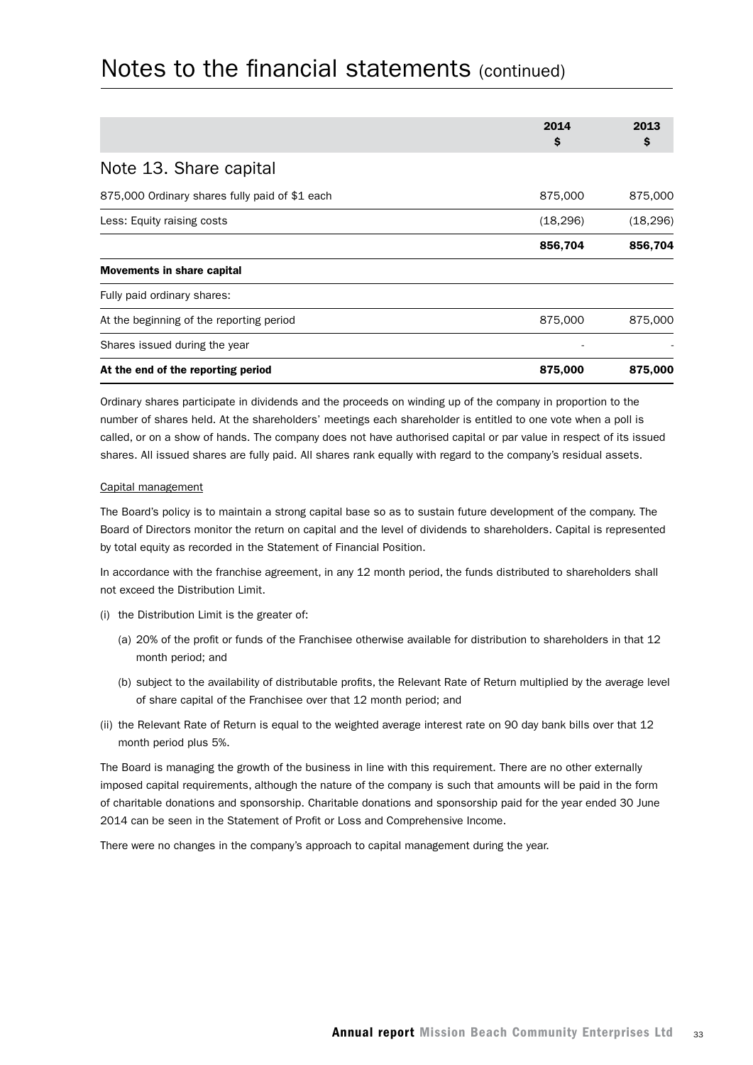# Notes to the financial statements (continued)

| | 2014 $ | 2013 $ |
|---|---|---|
| **Note 13. Share capital** | | |
| 875,000 Ordinary shares fully paid of $1 each | 875,000 | 875,000 |
| Less: Equity raising costs | (18,296) | (18,296) |
| | **856,704** | **856,704** |
| **Movements in share capital** | | |
| Fully paid ordinary shares: | | |
| At the beginning of the reporting period | 875,000 | 875,000 |
| Shares issued during the year | - | - |
| **At the end of the reporting period** | **875,000** | **875,000** |

Ordinary shares participate in dividends and the proceeds on winding up of the company in proportion to the number of shares held. At the shareholders' meetings each shareholder is entitled to one vote when a poll is called, or on a show of hands. The company does not have authorised capital or par value in respect of its issued shares. All issued shares are fully paid. All shares rank equally with regard to the company's residual assets.

Capital management

The Board's policy is to maintain a strong capital base so as to sustain future development of the company. The Board of Directors monitor the return on capital and the level of dividends to shareholders. Capital is represented by total equity as recorded in the Statement of Financial Position.

In accordance with the franchise agreement, in any 12 month period, the funds distributed to shareholders shall not exceed the Distribution Limit.

(i) the Distribution Limit is the greater of:

 (a) 20% of the profit or funds of the Franchisee otherwise available for distribution to shareholders in that 12 month period; and

 (b) subject to the availability of distributable profits, the Relevant Rate of Return multiplied by the average level of share capital of the Franchisee over that 12 month period; and

(ii) the Relevant Rate of Return is equal to the weighted average interest rate on 90 day bank bills over that 12 month period plus 5%.

The Board is managing the growth of the business in line with this requirement. There are no other externally imposed capital requirements, although the nature of the company is such that amounts will be paid in the form of charitable donations and sponsorship. Charitable donations and sponsorship paid for the year ended 30 June 2014 can be seen in the Statement of Profit or Loss and Comprehensive Income.

There were no changes in the company's approach to capital management during the year.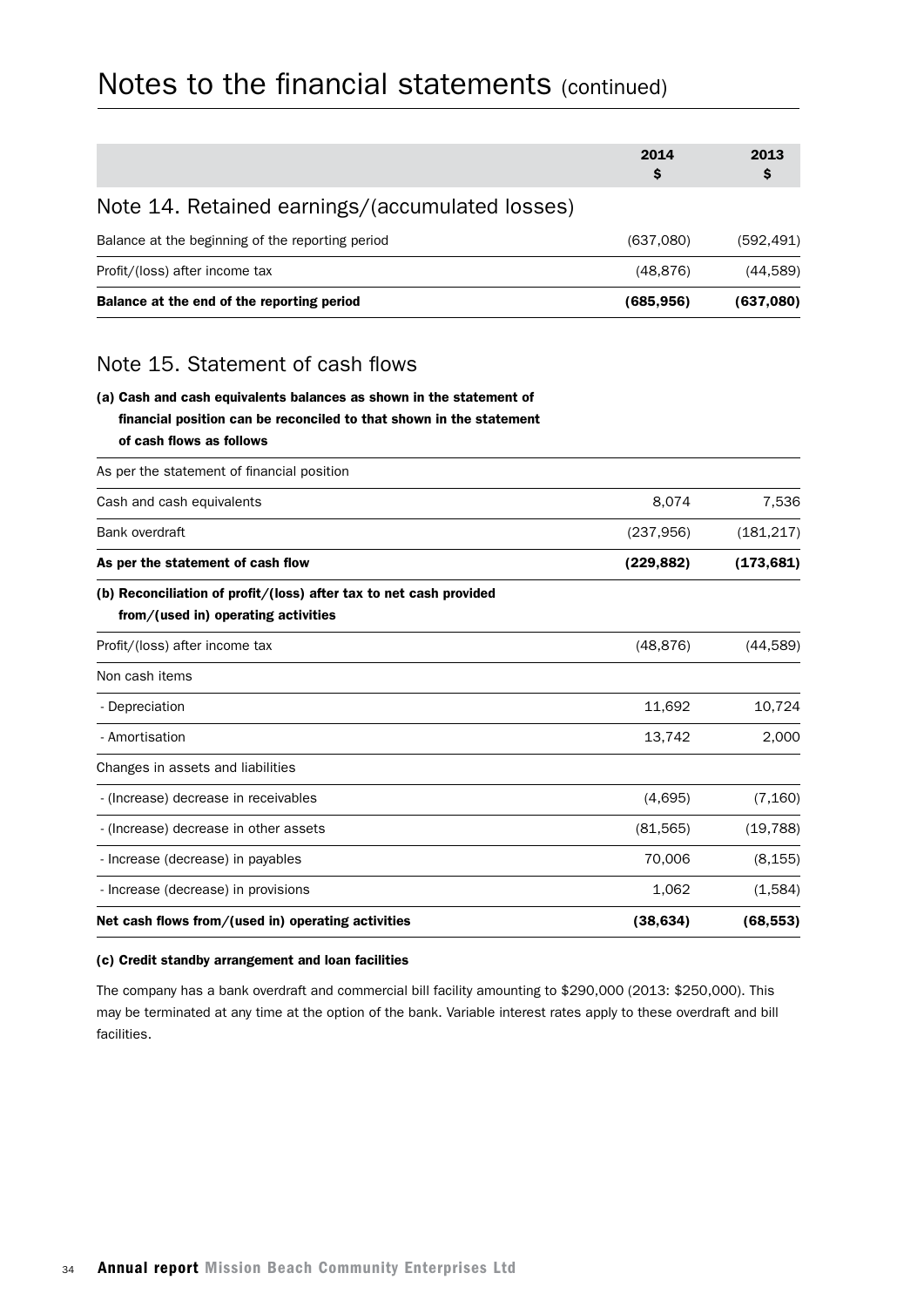# Notes to the financial statements (continued)

| | 2014 $ | 2013 $ |
|---|---|---|
| **Note 14. Retained earnings/(accumulated losses)** | | |
| Balance at the beginning of the reporting period | (637,080) | (592,491) |
| Profit/(loss) after income tax | (48,876) | (44,589) |
| **Balance at the end of the reporting period** | **(685,956)** | **(637,080)** |

## Note 15. Statement of cash flows

**(a) Cash and cash equivalents balances as shown in the statement of financial position can be reconciled to that shown in the statement of cash flows as follows**

| | 2014 $ | 2013 $ |
|---|---|---|
| As per the statement of financial position | | |
| Cash and cash equivalents | 8,074 | 7,536 |
| Bank overdraft | (237,956) | (181,217) |
| **As per the statement of cash flow** | **(229,882)** | **(173,681)** |

**(b) Reconciliation of profit/(loss) after tax to net cash provided from/(used in) operating activities**

| | 2014 $ | 2013 $ |
|---|---|---|
| Profit/(loss) after income tax | (48,876) | (44,589) |
| Non cash items | | |
| - Depreciation | 11,692 | 10,724 |
| - Amortisation | 13,742 | 2,000 |
| Changes in assets and liabilities | | |
| - (Increase) decrease in receivables | (4,695) | (7,160) |
| - (Increase) decrease in other assets | (81,565) | (19,788) |
| - Increase (decrease) in payables | 70,006 | (8,155) |
| - Increase (decrease) in provisions | 1,062 | (1,584) |
| **Net cash flows from/(used in) operating activities** | **(38,634)** | **(68,553)** |

**(c) Credit standby arrangement and loan facilities**

The company has a bank overdraft and commercial bill facility amounting to $290,000 (2013: $250,000). This may be terminated at any time at the option of the bank. Variable interest rates apply to these overdraft and bill facilities.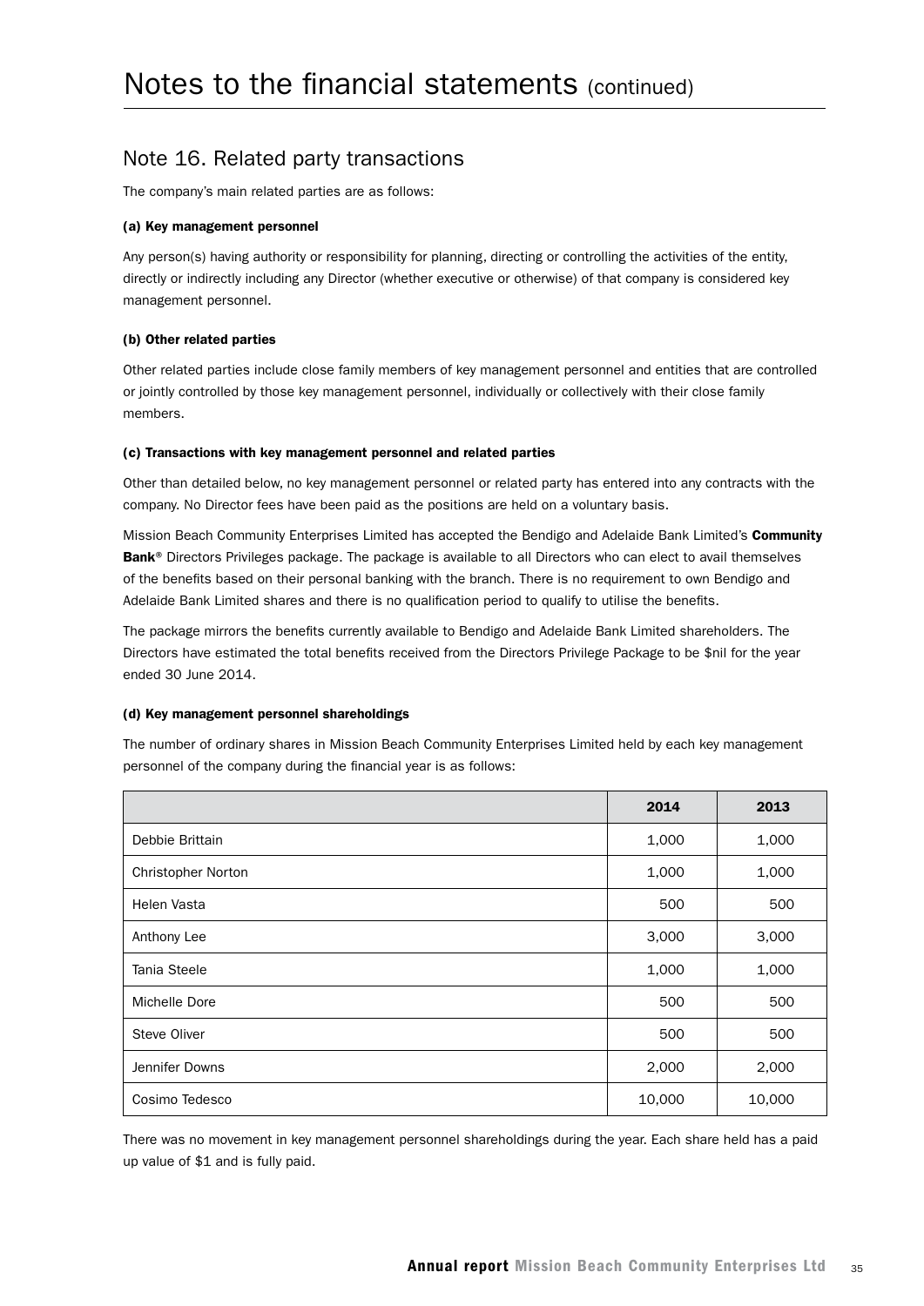# Notes to the financial statements (continued)

## Note 16. Related party transactions

The company's main related parties are as follows:

**(a) Key management personnel**

Any person(s) having authority or responsibility for planning, directing or controlling the activities of the entity, directly or indirectly including any Director (whether executive or otherwise) of that company is considered key management personnel.

**(b) Other related parties**

Other related parties include close family members of key management personnel and entities that are controlled or jointly controlled by those key management personnel, individually or collectively with their close family members.

**(c) Transactions with key management personnel and related parties**

Other than detailed below, no key management personnel or related party has entered into any contracts with the company. No Director fees have been paid as the positions are held on a voluntary basis.

Mission Beach Community Enterprises Limited has accepted the Bendigo and Adelaide Bank Limited's **Community Bank**® Directors Privileges package. The package is available to all Directors who can elect to avail themselves of the benefits based on their personal banking with the branch. There is no requirement to own Bendigo and Adelaide Bank Limited shares and there is no qualification period to qualify to utilise the benefits.

The package mirrors the benefits currently available to Bendigo and Adelaide Bank Limited shareholders. The Directors have estimated the total benefits received from the Directors Privilege Package to be $nil for the year ended 30 June 2014.

**(d) Key management personnel shareholdings**

The number of ordinary shares in Mission Beach Community Enterprises Limited held by each key management personnel of the company during the financial year is as follows:

| | 2014 | 2013 |
|---|---|---|
| Debbie Brittain | 1,000 | 1,000 |
| Christopher Norton | 1,000 | 1,000 |
| Helen Vasta | 500 | 500 |
| Anthony Lee | 3,000 | 3,000 |
| Tania Steele | 1,000 | 1,000 |
| Michelle Dore | 500 | 500 |
| Steve Oliver | 500 | 500 |
| Jennifer Downs | 2,000 | 2,000 |
| Cosimo Tedesco | 10,000 | 10,000 |

There was no movement in key management personnel shareholdings during the year. Each share held has a paid up value of $1 and is fully paid.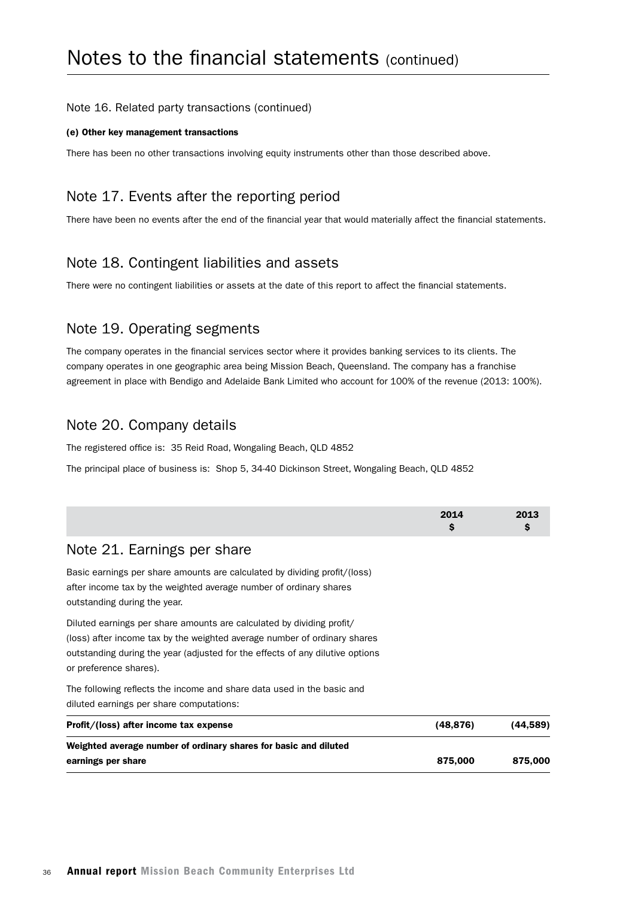# Notes to the financial statements (continued)

## Note 16. Related party transactions (continued)

**(e) Other key management transactions**

There has been no other transactions involving equity instruments other than those described above.

## Note 17. Events after the reporting period

There have been no events after the end of the financial year that would materially affect the financial statements.

## Note 18. Contingent liabilities and assets

There were no contingent liabilities or assets at the date of this report to affect the financial statements.

## Note 19. Operating segments

The company operates in the financial services sector where it provides banking services to its clients. The company operates in one geographic area being Mission Beach, Queensland. The company has a franchise agreement in place with Bendigo and Adelaide Bank Limited who account for 100% of the revenue (2013: 100%).

## Note 20. Company details

The registered office is: 35 Reid Road, Wongaling Beach, QLD 4852

The principal place of business is: Shop 5, 34-40 Dickinson Street, Wongaling Beach, QLD 4852

## Note 21. Earnings per share

Basic earnings per share amounts are calculated by dividing profit/(loss) after income tax by the weighted average number of ordinary shares outstanding during the year.

Diluted earnings per share amounts are calculated by dividing profit/(loss) after income tax by the weighted average number of ordinary shares outstanding during the year (adjusted for the effects of any dilutive options or preference shares).

The following reflects the income and share data used in the basic and diluted earnings per share computations:

| | 2014 $ | 2013 $ |
|---|---|---|
| **Profit/(loss) after income tax expense** | **(48,876)** | **(44,589)** |
| **Weighted average number of ordinary shares for basic and diluted earnings per share** | **875,000** | **875,000** |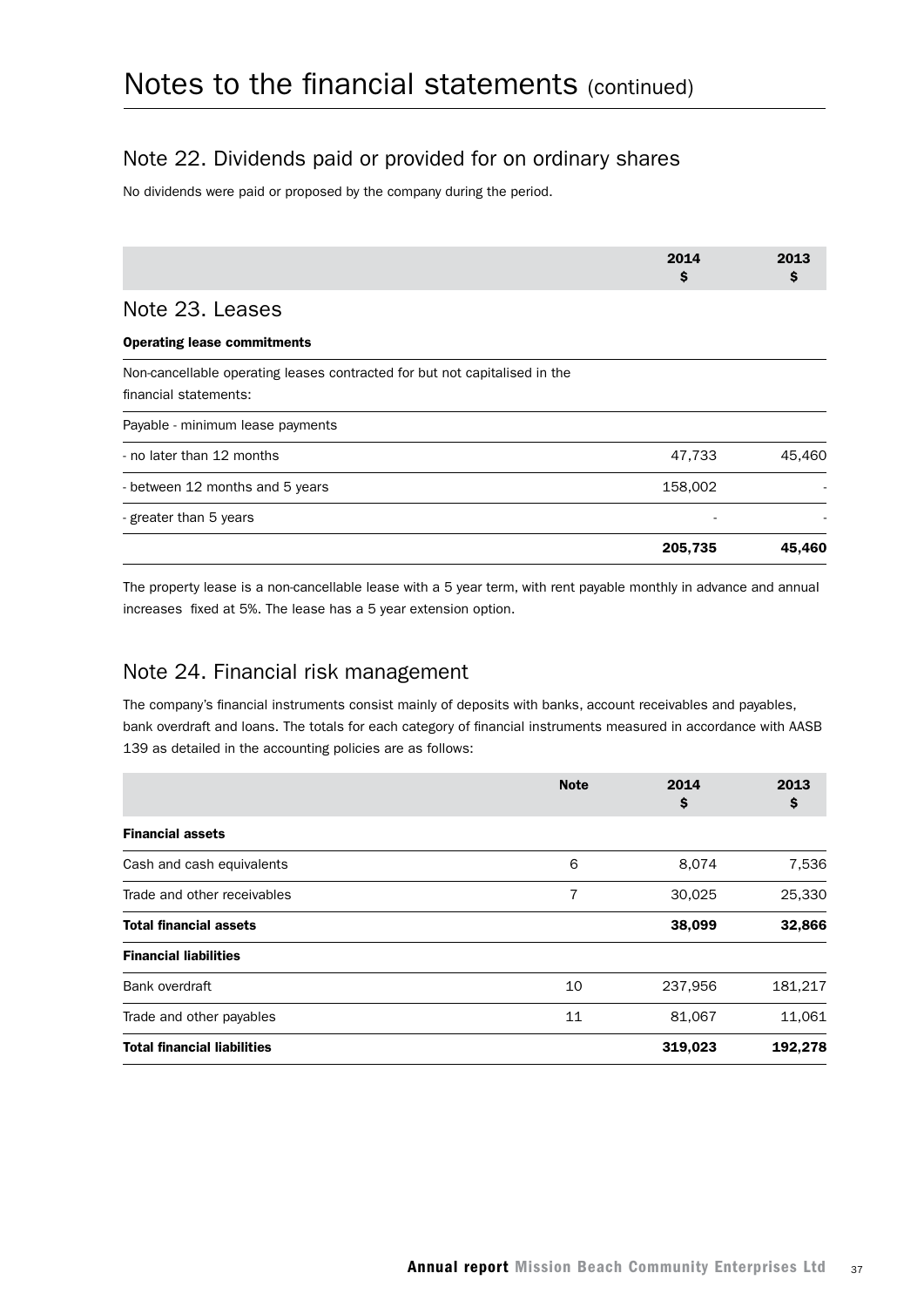# Notes to the financial statements (continued)

## Note 22. Dividends paid or provided for on ordinary shares

No dividends were paid or proposed by the company during the period.

## Note 23. Leases

| | 2014 $ | 2013 $ |
|---|---|---|
| **Operating lease commitments** | | |
| Non-cancellable operating leases contracted for but not capitalised in the financial statements: | | |
| Payable - minimum lease payments | | |
| - no later than 12 months | 47,733 | 45,460 |
| - between 12 months and 5 years | 158,002 | - |
| - greater than 5 years | - | - |
| | **205,735** | **45,460** |

The property lease is a non-cancellable lease with a 5 year term, with rent payable monthly in advance and annual increases fixed at 5%. The lease has a 5 year extension option.

## Note 24. Financial risk management

The company's financial instruments consist mainly of deposits with banks, account receivables and payables, bank overdraft and loans. The totals for each category of financial instruments measured in accordance with AASB 139 as detailed in the accounting policies are as follows:

| | Note | 2014 $ | 2013 $ |
|---|---|---|---|
| **Financial assets** | | | |
| Cash and cash equivalents | 6 | 8,074 | 7,536 |
| Trade and other receivables | 7 | 30,025 | 25,330 |
| **Total financial assets** | | **38,099** | **32,866** |
| **Financial liabilities** | | | |
| Bank overdraft | 10 | 237,956 | 181,217 |
| Trade and other payables | 11 | 81,067 | 11,061 |
| **Total financial liabilities** | | **319,023** | **192,278** |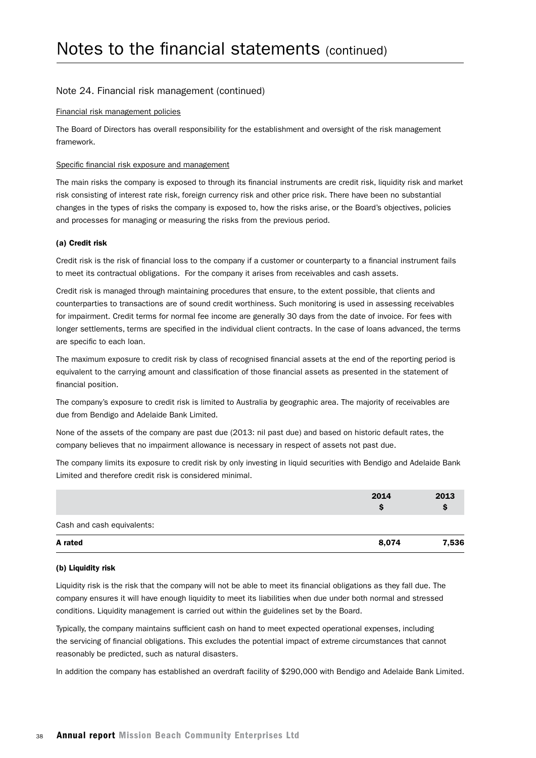# Notes to the financial statements (continued)

## Note 24. Financial risk management (continued)

Financial risk management policies

The Board of Directors has overall responsibility for the establishment and oversight of the risk management framework.

Specific financial risk exposure and management

The main risks the company is exposed to through its financial instruments are credit risk, liquidity risk and market risk consisting of interest rate risk, foreign currency risk and other price risk. There have been no substantial changes in the types of risks the company is exposed to, how the risks arise, or the Board's objectives, policies and processes for managing or measuring the risks from the previous period.

**(a) Credit risk**

Credit risk is the risk of financial loss to the company if a customer or counterparty to a financial instrument fails to meet its contractual obligations. For the company it arises from receivables and cash assets.

Credit risk is managed through maintaining procedures that ensure, to the extent possible, that clients and counterparties to transactions are of sound credit worthiness. Such monitoring is used in assessing receivables for impairment. Credit terms for normal fee income are generally 30 days from the date of invoice. For fees with longer settlements, terms are specified in the individual client contracts. In the case of loans advanced, the terms are specific to each loan.

The maximum exposure to credit risk by class of recognised financial assets at the end of the reporting period is equivalent to the carrying amount and classification of those financial assets as presented in the statement of financial position.

The company's exposure to credit risk is limited to Australia by geographic area. The majority of receivables are due from Bendigo and Adelaide Bank Limited.

None of the assets of the company are past due (2013: nil past due) and based on historic default rates, the company believes that no impairment allowance is necessary in respect of assets not past due.

The company limits its exposure to credit risk by only investing in liquid securities with Bendigo and Adelaide Bank Limited and therefore credit risk is considered minimal.

| | 2014 $ | 2013 $ |
|---|---|---|
| Cash and cash equivalents: | | |
| **A rated** | **8,074** | **7,536** |

**(b) Liquidity risk**

Liquidity risk is the risk that the company will not be able to meet its financial obligations as they fall due. The company ensures it will have enough liquidity to meet its liabilities when due under both normal and stressed conditions. Liquidity management is carried out within the guidelines set by the Board.

Typically, the company maintains sufficient cash on hand to meet expected operational expenses, including the servicing of financial obligations. This excludes the potential impact of extreme circumstances that cannot reasonably be predicted, such as natural disasters.

In addition the company has established an overdraft facility of $290,000 with Bendigo and Adelaide Bank Limited.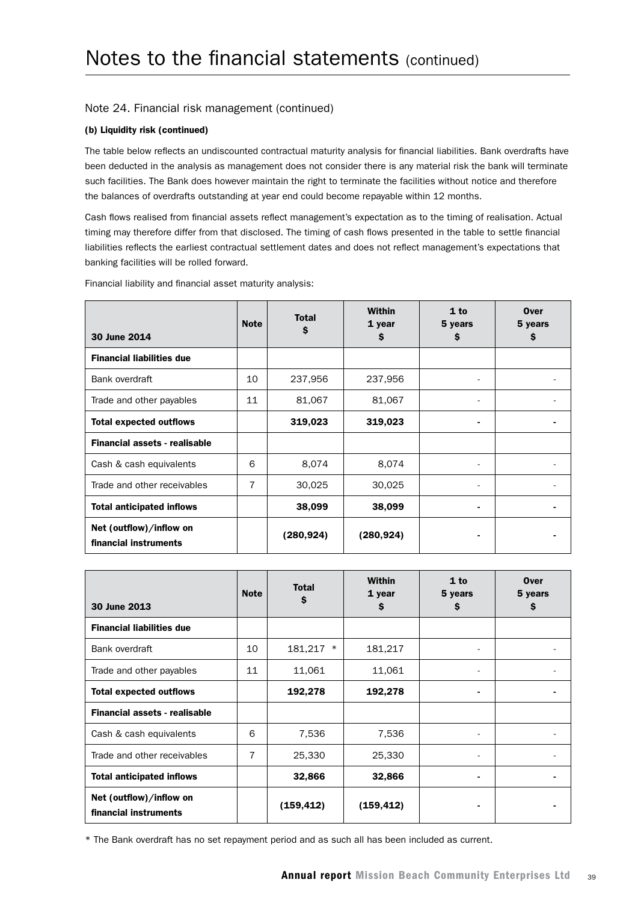# Notes to the financial statements (continued)

## Note 24. Financial risk management (continued)

### (b) Liquidity risk (continued)

The table below reflects an undiscounted contractual maturity analysis for financial liabilities. Bank overdrafts have been deducted in the analysis as management does not consider there is any material risk the bank will terminate such facilities. The Bank does however maintain the right to terminate the facilities without notice and therefore the balances of overdrafts outstanding at year end could become repayable within 12 months.

Cash flows realised from financial assets reflect management's expectation as to the timing of realisation. Actual timing may therefore differ from that disclosed. The timing of cash flows presented in the table to settle financial liabilities reflects the earliest contractual settlement dates and does not reflect management's expectations that banking facilities will be rolled forward.

Financial liability and financial asset maturity analysis:

| 30 June 2014 | Note | Total $ | Within 1 year $ | 1 to 5 years $ | Over 5 years $ |
|---|---|---|---|---|---|
| **Financial liabilities due** | | | | | |
| Bank overdraft | 10 | 237,956 | 237,956 | - | - |
| Trade and other payables | 11 | 81,067 | 81,067 | - | - |
| **Total expected outflows** | | **319,023** | **319,023** | **-** | **-** |
| **Financial assets - realisable** | | | | | |
| Cash & cash equivalents | 6 | 8,074 | 8,074 | - | - |
| Trade and other receivables | 7 | 30,025 | 30,025 | - | - |
| **Total anticipated inflows** | | **38,099** | **38,099** | **-** | **-** |
| **Net (outflow)/inflow on financial instruments** | | **(280,924)** | **(280,924)** | **-** | **-** |

| 30 June 2013 | Note | Total $ | Within 1 year $ | 1 to 5 years $ | Over 5 years $ |
|---|---|---|---|---|---|
| **Financial liabilities due** | | | | | |
| Bank overdraft | 10 | 181,217 * | 181,217 | - | - |
| Trade and other payables | 11 | 11,061 | 11,061 | - | - |
| **Total expected outflows** | | **192,278** | **192,278** | **-** | **-** |
| **Financial assets - realisable** | | | | | |
| Cash & cash equivalents | 6 | 7,536 | 7,536 | - | - |
| Trade and other receivables | 7 | 25,330 | 25,330 | - | - |
| **Total anticipated inflows** | | **32,866** | **32,866** | **-** | **-** |
| **Net (outflow)/inflow on financial instruments** | | **(159,412)** | **(159,412)** | **-** | **-** |

* The Bank overdraft has no set repayment period and as such all has been included as current.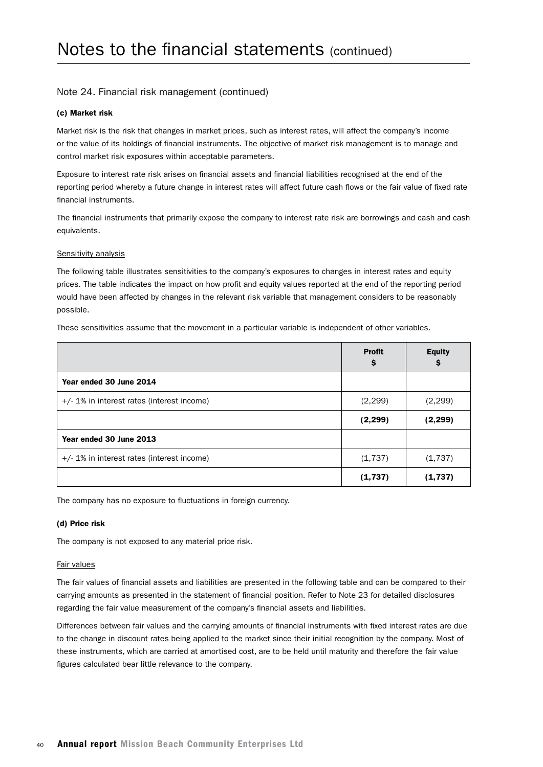# Notes to the financial statements (continued)

## Note 24. Financial risk management (continued)

### (c) Market risk

Market risk is the risk that changes in market prices, such as interest rates, will affect the company's income or the value of its holdings of financial instruments. The objective of market risk management is to manage and control market risk exposures within acceptable parameters.

Exposure to interest rate risk arises on financial assets and financial liabilities recognised at the end of the reporting period whereby a future change in interest rates will affect future cash flows or the fair value of fixed rate financial instruments.

The financial instruments that primarily expose the company to interest rate risk are borrowings and cash and cash equivalents.

Sensitivity analysis

The following table illustrates sensitivities to the company's exposures to changes in interest rates and equity prices. The table indicates the impact on how profit and equity values reported at the end of the reporting period would have been affected by changes in the relevant risk variable that management considers to be reasonably possible.

These sensitivities assume that the movement in a particular variable is independent of other variables.

| | Profit $ | Equity $ |
|---|---|---|
| **Year ended 30 June 2014** | | |
| +/- 1% in interest rates (interest income) | (2,299) | (2,299) |
| | **(2,299)** | **(2,299)** |
| **Year ended 30 June 2013** | | |
| +/- 1% in interest rates (interest income) | (1,737) | (1,737) |
| | **(1,737)** | **(1,737)** |

The company has no exposure to fluctuations in foreign currency.

### (d) Price risk

The company is not exposed to any material price risk.

Fair values

The fair values of financial assets and liabilities are presented in the following table and can be compared to their carrying amounts as presented in the statement of financial position. Refer to Note 23 for detailed disclosures regarding the fair value measurement of the company's financial assets and liabilities.

Differences between fair values and the carrying amounts of financial instruments with fixed interest rates are due to the change in discount rates being applied to the market since their initial recognition by the company. Most of these instruments, which are carried at amortised cost, are to be held until maturity and therefore the fair value figures calculated bear little relevance to the company.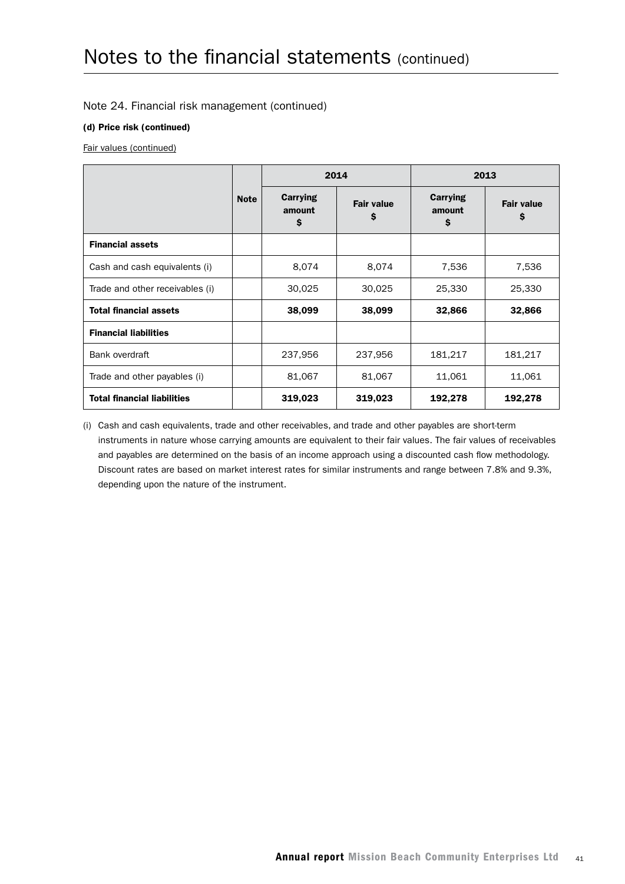# Notes to the financial statements (continued)

## Note 24. Financial risk management (continued)

**(d) Price risk (continued)**

Fair values (continued)

| | Note | 2014 | | 2013 | |
|---|---|---|---|---|---|
| | | **Carrying amount $** | **Fair value $** | **Carrying amount $** | **Fair value $** |
| **Financial assets** | | | | | |
| Cash and cash equivalents (i) | | 8,074 | 8,074 | 7,536 | 7,536 |
| Trade and other receivables (i) | | 30,025 | 30,025 | 25,330 | 25,330 |
| **Total financial assets** | | **38,099** | **38,099** | **32,866** | **32,866** |
| **Financial liabilities** | | | | | |
| Bank overdraft | | 237,956 | 237,956 | 181,217 | 181,217 |
| Trade and other payables (i) | | 81,067 | 81,067 | 11,061 | 11,061 |
| **Total financial liabilities** | | **319,023** | **319,023** | **192,278** | **192,278** |

(i) Cash and cash equivalents, trade and other receivables, and trade and other payables are short-term instruments in nature whose carrying amounts are equivalent to their fair values. The fair values of receivables and payables are determined on the basis of an income approach using a discounted cash flow methodology. Discount rates are based on market interest rates for similar instruments and range between 7.8% and 9.3%, depending upon the nature of the instrument.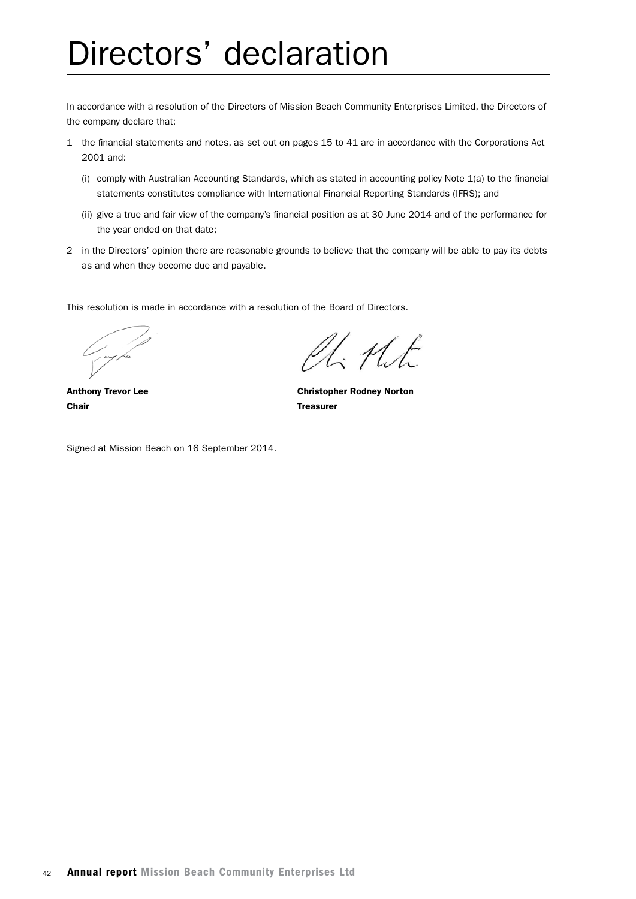# Directors' declaration

In accordance with a resolution of the Directors of Mission Beach Community Enterprises Limited, the Directors of the company declare that:

1. the financial statements and notes, as set out on pages 15 to 41 are in accordance with the Corporations Act 2001 and:

   (i) comply with Australian Accounting Standards, which as stated in accounting policy Note 1(a) to the financial statements constitutes compliance with International Financial Reporting Standards (IFRS); and

   (ii) give a true and fair view of the company's financial position as at 30 June 2014 and of the performance for the year ended on that date;

2. in the Directors' opinion there are reasonable grounds to believe that the company will be able to pay its debts as and when they become due and payable.

This resolution is made in accordance with a resolution of the Board of Directors.

**Anthony Trevor Lee**
**Chair**

**Christopher Rodney Norton**
**Treasurer**

Signed at Mission Beach on 16 September 2014.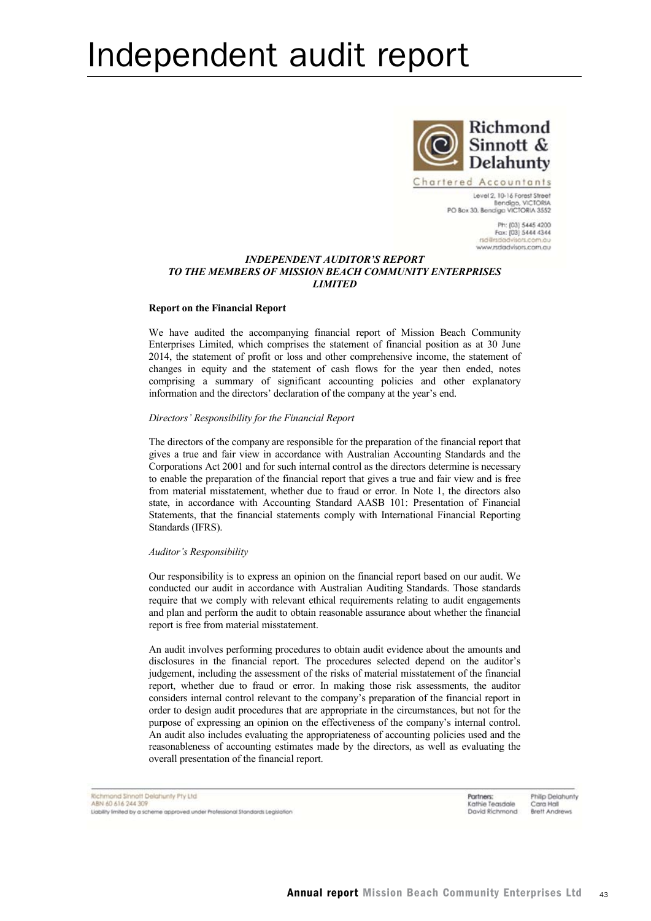# Independent audit report

Richmond Sinnott & Delahunty

Chartered Accountants

Level 2, 10-16 Forest Street
Bendigo, VICTORIA
PO Box 30, Bendigo VICTORIA 3552

Ph: (03) 5445 4200
Fax: (03) 5444 4344
rsd@rsdadvisors.com.au
www.rsdadvisors.com.au

***INDEPENDENT AUDITOR'S REPORT***
***TO THE MEMBERS OF MISSION BEACH COMMUNITY ENTERPRISES LIMITED***

**Report on the Financial Report**

We have audited the accompanying financial report of Mission Beach Community Enterprises Limited, which comprises the statement of financial position as at 30 June 2014, the statement of profit or loss and other comprehensive income, the statement of changes in equity and the statement of cash flows for the year then ended, notes comprising a summary of significant accounting policies and other explanatory information and the directors' declaration of the company at the year's end.

*Directors' Responsibility for the Financial Report*

The directors of the company are responsible for the preparation of the financial report that gives a true and fair view in accordance with Australian Accounting Standards and the Corporations Act 2001 and for such internal control as the directors determine is necessary to enable the preparation of the financial report that gives a true and fair view and is free from material misstatement, whether due to fraud or error. In Note 1, the directors also state, in accordance with Accounting Standard AASB 101: Presentation of Financial Statements, that the financial statements comply with International Financial Reporting Standards (IFRS).

*Auditor's Responsibility*

Our responsibility is to express an opinion on the financial report based on our audit. We conducted our audit in accordance with Australian Auditing Standards. Those standards require that we comply with relevant ethical requirements relating to audit engagements and plan and perform the audit to obtain reasonable assurance about whether the financial report is free from material misstatement.

An audit involves performing procedures to obtain audit evidence about the amounts and disclosures in the financial report. The procedures selected depend on the auditor's judgement, including the assessment of the risks of material misstatement of the financial report, whether due to fraud or error. In making those risk assessments, the auditor considers internal control relevant to the company's preparation of the financial report in order to design audit procedures that are appropriate in the circumstances, but not for the purpose of expressing an opinion on the effectiveness of the company's internal control. An audit also includes evaluating the appropriateness of accounting policies used and the reasonableness of accounting estimates made by the directors, as well as evaluating the overall presentation of the financial report.

Richmond Sinnott Delahunty Pty Ltd
ABN 60 616 244 309
Liability limited by a scheme approved under Professional Standards Legislation

Partners: Kathie Teasdale, David Richmond, Philip Delahunty, Cara Hall, Brett Andrews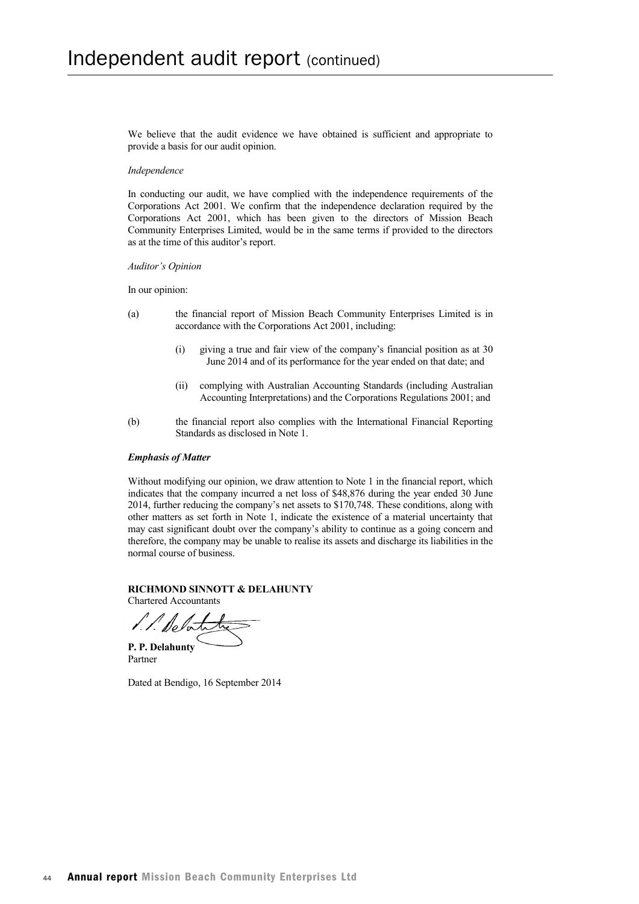# Independent audit report (continued)

We believe that the audit evidence we have obtained is sufficient and appropriate to provide a basis for our audit opinion.

*Independence*

In conducting our audit, we have complied with the independence requirements of the Corporations Act 2001. We confirm that the independence declaration required by the Corporations Act 2001, which has been given to the directors of Mission Beach Community Enterprises Limited, would be in the same terms if provided to the directors as at the time of this auditor's report.

*Auditor's Opinion*

In our opinion:

(a) the financial report of Mission Beach Community Enterprises Limited is in accordance with the Corporations Act 2001, including:

   (i) giving a true and fair view of the company's financial position as at 30 June 2014 and of its performance for the year ended on that date; and

   (ii) complying with Australian Accounting Standards (including Australian Accounting Interpretations) and the Corporations Regulations 2001; and

(b) the financial report also complies with the International Financial Reporting Standards as disclosed in Note 1.

***Emphasis of Matter***

Without modifying our opinion, we draw attention to Note 1 in the financial report, which indicates that the company incurred a net loss of $48,876 during the year ended 30 June 2014, further reducing the company's net assets to $170,748. These conditions, along with other matters as set forth in Note 1, indicate the existence of a material uncertainty that may cast significant doubt over the company's ability to continue as a going concern and therefore, the company may be unable to realise its assets and discharge its liabilities in the normal course of business.

**RICHMOND SINNOTT & DELAHUNTY**
Chartered Accountants

**P. P. Delahunty**
Partner

Dated at Bendigo, 16 September 2014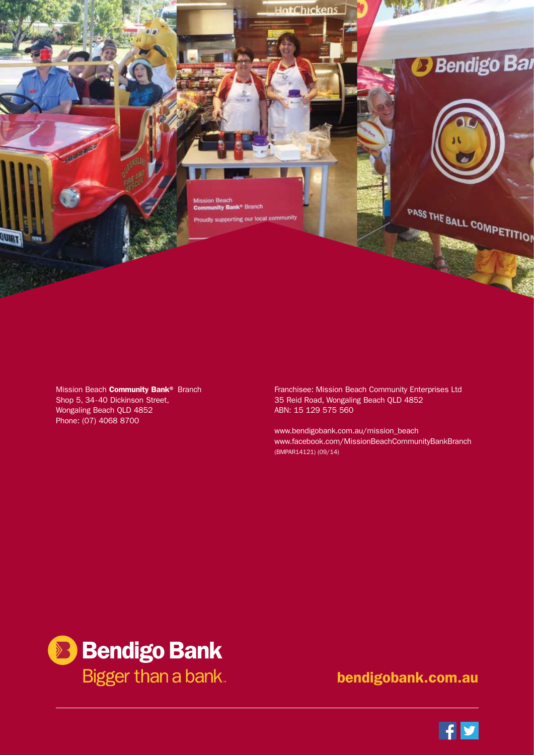Mission Beach **Community Bank®** Branch
Shop 5, 34-40 Dickinson Street,
Wongaling Beach QLD 4852
Phone: (07) 4068 8700

Franchisee: Mission Beach Community Enterprises Ltd
35 Reid Road, Wongaling Beach QLD 4852
ABN: 15 129 575 560

www.bendigobank.com.au/mission_beach
www.facebook.com/MissionBeachCommunityBankBranch
(BMPAR14121) (09/14)

Bendigo Bank
Bigger than a bank.

**bendigobank.com.au**